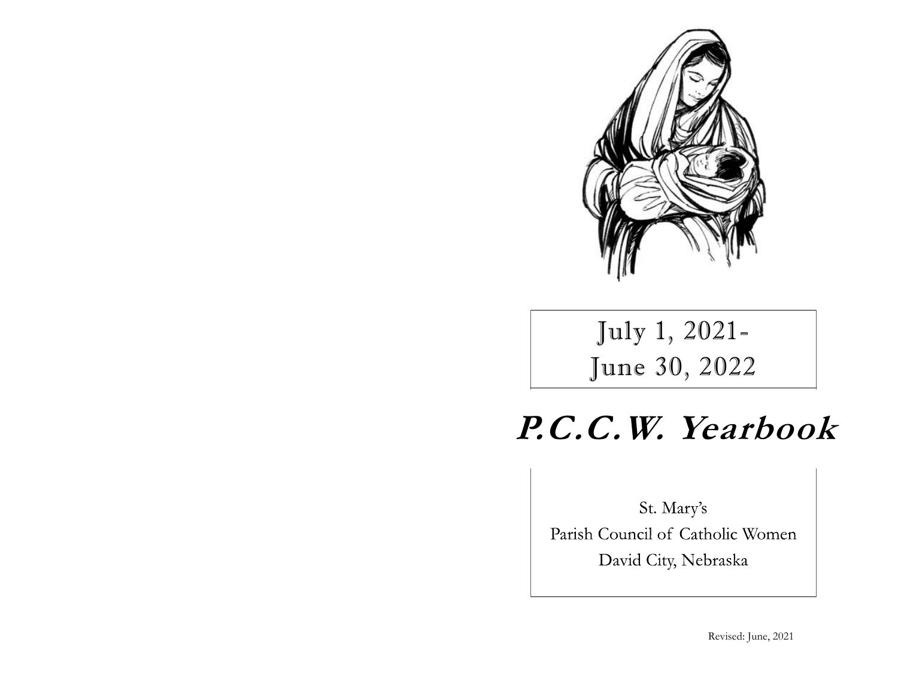July 1, 2021-
June 30, 2022

# P.C.C.W. Yearbook

St. Mary's
Parish Council of Catholic Women
David City, Nebraska

Revised: June, 2021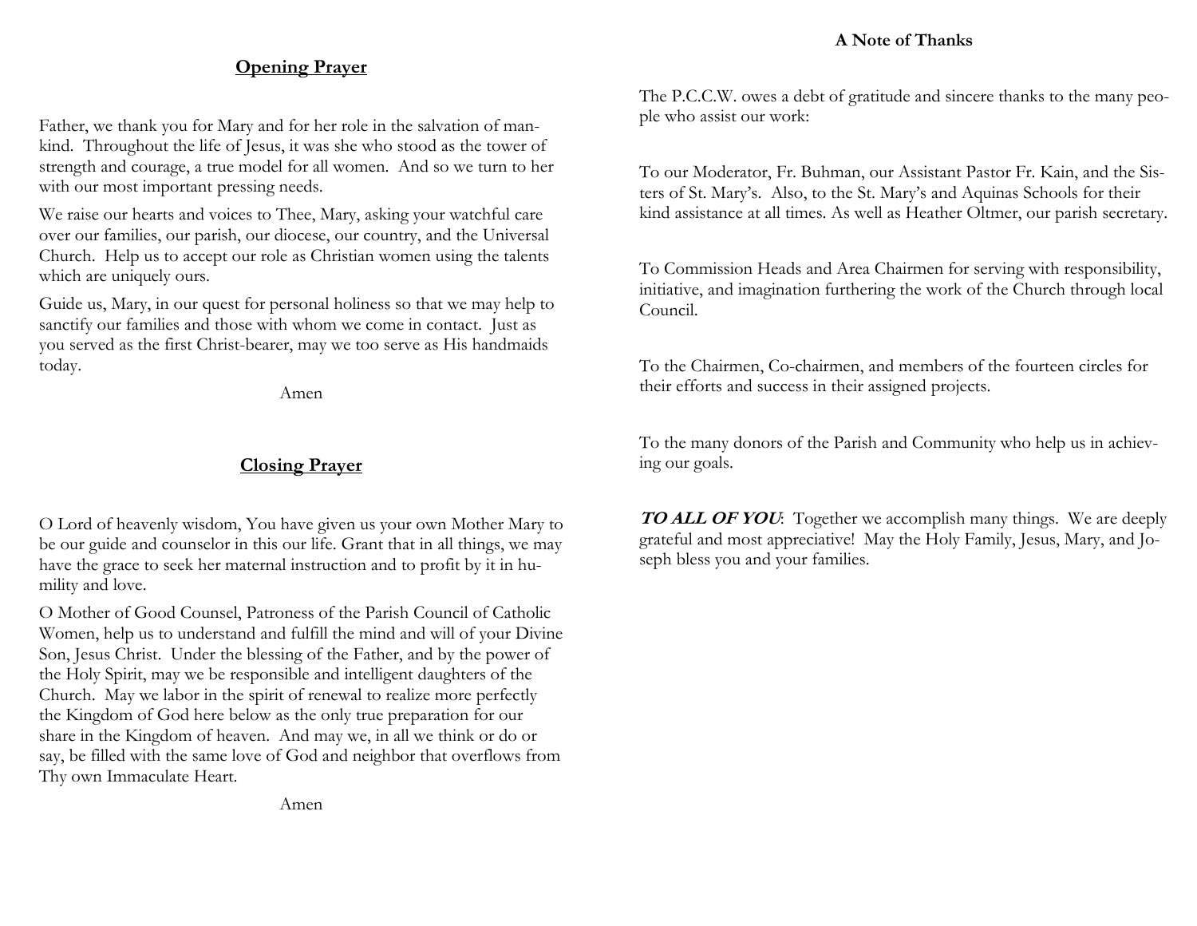## Opening Prayer

Father, we thank you for Mary and for her role in the salvation of mankind. Throughout the life of Jesus, it was she who stood as the tower of strength and courage, a true model for all women. And so we turn to her with our most important pressing needs.

We raise our hearts and voices to Thee, Mary, asking your watchful care over our families, our parish, our diocese, our country, and the Universal Church. Help us to accept our role as Christian women using the talents which are uniquely ours.

Guide us, Mary, in our quest for personal holiness so that we may help to sanctify our families and those with whom we come in contact. Just as you served as the first Christ-bearer, may we too serve as His handmaids today.

Amen

## Closing Prayer

O Lord of heavenly wisdom, You have given us your own Mother Mary to be our guide and counselor in this our life. Grant that in all things, we may have the grace to seek her maternal instruction and to profit by it in humility and love.

O Mother of Good Counsel, Patroness of the Parish Council of Catholic Women, help us to understand and fulfill the mind and will of your Divine Son, Jesus Christ. Under the blessing of the Father, and by the power of the Holy Spirit, may we be responsible and intelligent daughters of the Church. May we labor in the spirit of renewal to realize more perfectly the Kingdom of God here below as the only true preparation for our share in the Kingdom of heaven. And may we, in all we think or do or say, be filled with the same love of God and neighbor that overflows from Thy own Immaculate Heart.

Amen

## A Note of Thanks

The P.C.C.W. owes a debt of gratitude and sincere thanks to the many people who assist our work:

To our Moderator, Fr. Buhman, our Assistant Pastor Fr. Kain, and the Sisters of St. Mary's. Also, to the St. Mary's and Aquinas Schools for their kind assistance at all times. As well as Heather Oltmer, our parish secretary.

To Commission Heads and Area Chairmen for serving with responsibility, initiative, and imagination furthering the work of the Church through local Council.

To the Chairmen, Co-chairmen, and members of the fourteen circles for their efforts and success in their assigned projects.

To the many donors of the Parish and Community who help us in achieving our goals.

***TO ALL OF YOU***: Together we accomplish many things. We are deeply grateful and most appreciative! May the Holy Family, Jesus, Mary, and Joseph bless you and your families.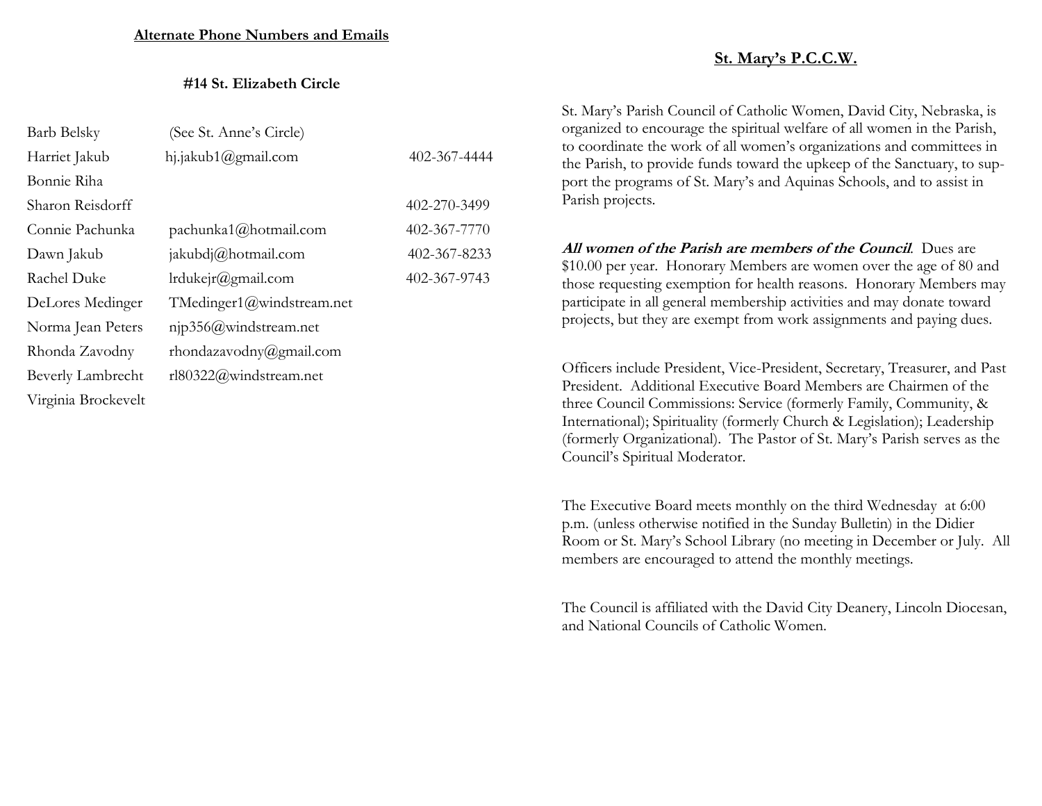## Alternate Phone Numbers and Emails

### #14 St. Elizabeth Circle

| | | |
|---|---|---|
| Barb Belsky | (See St. Anne's Circle) | |
| Harriet Jakub | hj.jakub1@gmail.com | 402-367-4444 |
| Bonnie Riha | | |
| Sharon Reisdorff | | 402-270-3499 |
| Connie Pachunka | pachunka1@hotmail.com | 402-367-7770 |
| Dawn Jakub | jakubdj@hotmail.com | 402-367-8233 |
| Rachel Duke | lrdukejr@gmail.com | 402-367-9743 |
| DeLores Medinger | TMedinger1@windstream.net | |
| Norma Jean Peters | njp356@windstream.net | |
| Rhonda Zavodny | rhondazavodny@gmail.com | |
| Beverly Lambrecht | rl80322@windstream.net | |
| Virginia Brockevelt | | |

## St. Mary's P.C.C.W.

St. Mary's Parish Council of Catholic Women, David City, Nebraska, is organized to encourage the spiritual welfare of all women in the Parish, to coordinate the work of all women's organizations and committees in the Parish, to provide funds toward the upkeep of the Sanctuary, to support the programs of St. Mary's and Aquinas Schools, and to assist in Parish projects.

***All women of the Parish are members of the Council***. Dues are $10.00 per year. Honorary Members are women over the age of 80 and those requesting exemption for health reasons. Honorary Members may participate in all general membership activities and may donate toward projects, but they are exempt from work assignments and paying dues.

Officers include President, Vice-President, Secretary, Treasurer, and Past President. Additional Executive Board Members are Chairmen of the three Council Commissions: Service (formerly Family, Community, & International); Spirituality (formerly Church & Legislation); Leadership (formerly Organizational). The Pastor of St. Mary's Parish serves as the Council's Spiritual Moderator.

The Executive Board meets monthly on the third Wednesday at 6:00 p.m. (unless otherwise notified in the Sunday Bulletin) in the Didier Room or St. Mary's School Library (no meeting in December or July. All members are encouraged to attend the monthly meetings.

The Council is affiliated with the David City Deanery, Lincoln Diocesan, and National Councils of Catholic Women.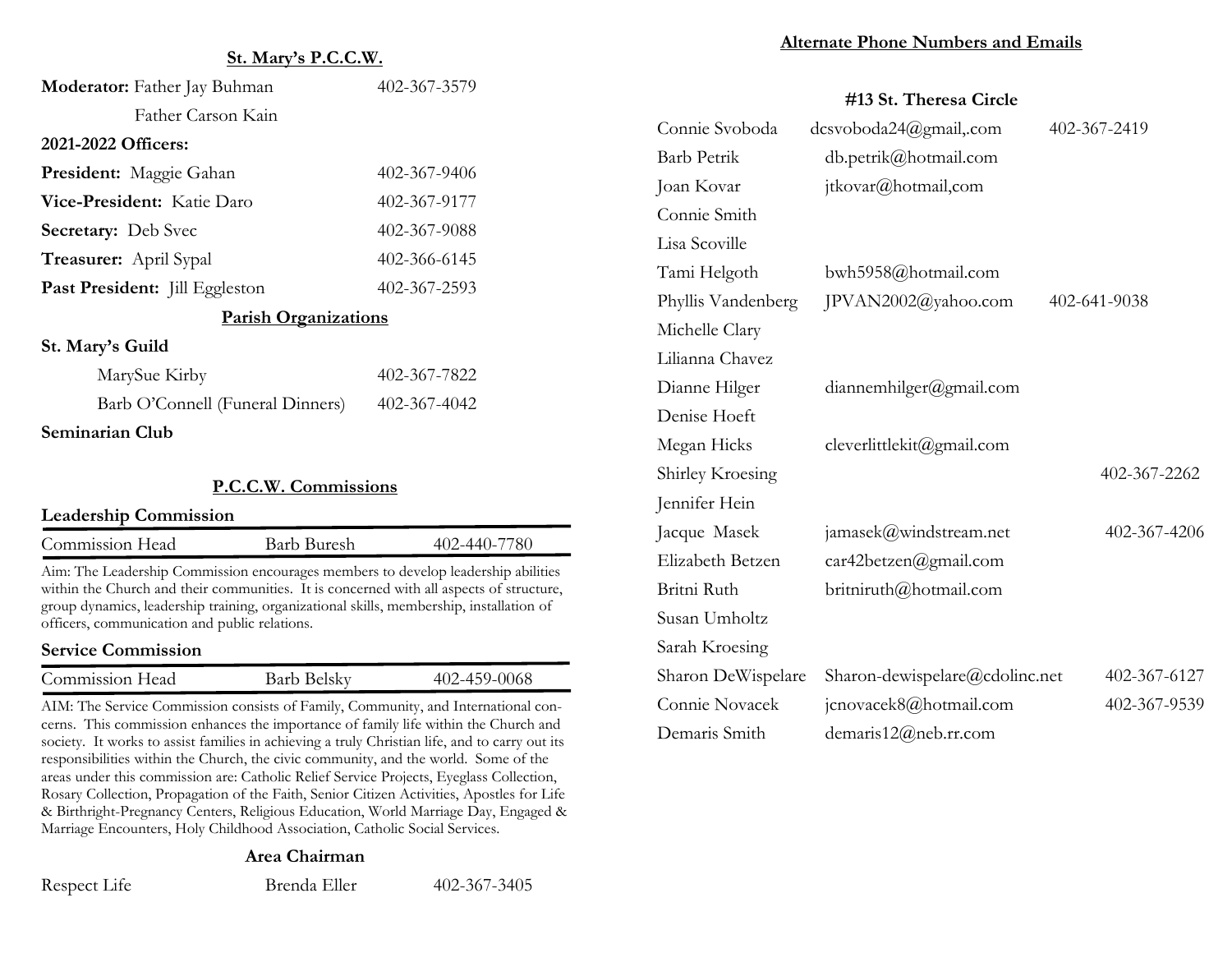## St. Mary's P.C.C.W.

**Moderator:** Father Jay Buhman 402-367-3579

Father Carson Kain

**2021-2022 Officers:**

**President:** Maggie Gahan 402-367-9406

**Vice-President:** Katie Daro 402-367-9177

**Secretary:** Deb Svec 402-367-9088

**Treasurer:** April Sypal 402-366-6145

**Past President:** Jill Eggleston 402-367-2593

## Parish Organizations

**St. Mary's Guild**

MarySue Kirby 402-367-7822

Barb O'Connell (Funeral Dinners) 402-367-4042

**Seminarian Club**

## P.C.C.W. Commissions

**Leadership Commission**

| Commission Head | Barb Buresh | 402-440-7780 |
|---|---|---|

Aim: The Leadership Commission encourages members to develop leadership abilities within the Church and their communities. It is concerned with all aspects of structure, group dynamics, leadership training, organizational skills, membership, installation of officers, communication and public relations.

**Service Commission**

| Commission Head | Barb Belsky | 402-459-0068 |
|---|---|---|

AIM: The Service Commission consists of Family, Community, and International concerns. This commission enhances the importance of family life within the Church and society. It works to assist families in achieving a truly Christian life, and to carry out its responsibilities within the Church, the civic community, and the world. Some of the areas under this commission are: Catholic Relief Service Projects, Eyeglass Collection, Rosary Collection, Propagation of the Faith, Senior Citizen Activities, Apostles for Life & Birthright-Pregnancy Centers, Religious Education, World Marriage Day, Engaged & Marriage Encounters, Holy Childhood Association, Catholic Social Services.

**Area Chairman**

| Respect Life | Brenda Eller | 402-367-3405 |
|---|---|---|

## Alternate Phone Numbers and Emails

### #13 St. Theresa Circle

| Name | Email | Phone |
|---|---|---|
| Connie Svoboda | dcsvoboda24@gmail,.com | 402-367-2419 |
| Barb Petrik | db.petrik@hotmail.com | |
| Joan Kovar | jtkovar@hotmail,com | |
| Connie Smith | | |
| Lisa Scoville | | |
| Tami Helgoth | bwh5958@hotmail.com | |
| Phyllis Vandenberg | JPVAN2002@yahoo.com | 402-641-9038 |
| Michelle Clary | | |
| Lilianna Chavez | | |
| Dianne Hilger | diannemhilger@gmail.com | |
| Denise Hoeft | | |
| Megan Hicks | cleverlittlekit@gmail.com | |
| Shirley Kroesing | | 402-367-2262 |
| Jennifer Hein | | |
| Jacque Masek | jamasek@windstream.net | 402-367-4206 |
| Elizabeth Betzen | car42betzen@gmail.com | |
| Britni Ruth | britniruth@hotmail.com | |
| Susan Umholtz | | |
| Sarah Kroesing | | |
| Sharon DeWispelare | Sharon-dewispelare@cdolinc.net | 402-367-6127 |
| Connie Novacek | jcnovacek8@hotmail.com | 402-367-9539 |
| Demaris Smith | demaris12@neb.rr.com | |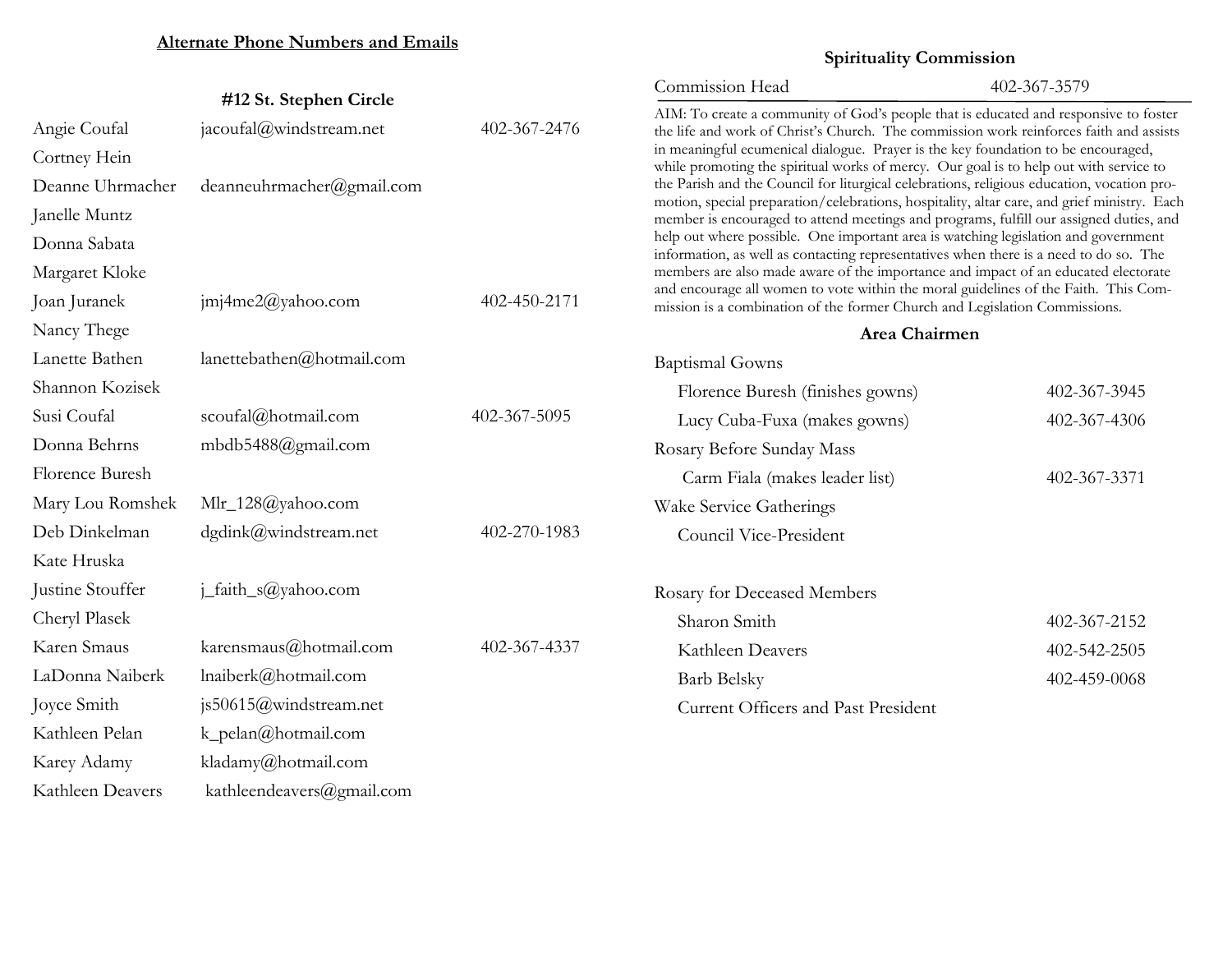## Alternate Phone Numbers and Emails

### #12 St. Stephen Circle

| Name | Email | Phone |
|---|---|---|
| Angie Coufal | jacoufal@windstream.net | 402-367-2476 |
| Cortney Hein | | |
| Deanne Uhrmacher | deanneuhrmacher@gmail.com | |
| Janelle Muntz | | |
| Donna Sabata | | |
| Margaret Kloke | | |
| Joan Juranek | jmj4me2@yahoo.com | 402-450-2171 |
| Nancy Thege | | |
| Lanette Bathen | lanettebathen@hotmail.com | |
| Shannon Kozisek | | |
| Susi Coufal | scoufal@hotmail.com | 402-367-5095 |
| Donna Behrns | mbdb5488@gmail.com | |
| Florence Buresh | | |
| Mary Lou Romshek | Mlr_128@yahoo.com | |
| Deb Dinkelman | dgdink@windstream.net | 402-270-1983 |
| Kate Hruska | | |
| Justine Stouffer | j_faith_s@yahoo.com | |
| Cheryl Plasek | | |
| Karen Smaus | karensmaus@hotmail.com | 402-367-4337 |
| LaDonna Naiberk | lnaiberk@hotmail.com | |
| Joyce Smith | js50615@windstream.net | |
| Kathleen Pelan | k_pelan@hotmail.com | |
| Karey Adamy | kladamy@hotmail.com | |
| Kathleen Deavers | kathleendeavers@gmail.com | |

## Spirituality Commission

Commission Head 402-367-3579

AIM: To create a community of God's people that is educated and responsive to foster the life and work of Christ's Church. The commission work reinforces faith and assists in meaningful ecumenical dialogue. Prayer is the key foundation to be encouraged, while promoting the spiritual works of mercy. Our goal is to help out with service to the Parish and the Council for liturgical celebrations, religious education, vocation promotion, special preparation/celebrations, hospitality, altar care, and grief ministry. Each member is encouraged to attend meetings and programs, fulfill our assigned duties, and help out where possible. One important area is watching legislation and government information, as well as contacting representatives when there is a need to do so. The members are also made aware of the importance and impact of an educated electorate and encourage all women to vote within the moral guidelines of the Faith. This Commission is a combination of the former Church and Legislation Commissions.

### Area Chairmen

**Baptismal Gowns**
- Florence Buresh (finishes gowns) 402-367-3945
- Lucy Cuba-Fuxa (makes gowns) 402-367-4306

**Rosary Before Sunday Mass**
- Carm Fiala (makes leader list) 402-367-3371

**Wake Service Gatherings**
- Council Vice-President

**Rosary for Deceased Members**
- Sharon Smith 402-367-2152
- Kathleen Deavers 402-542-2505
- Barb Belsky 402-459-0068
- Current Officers and Past President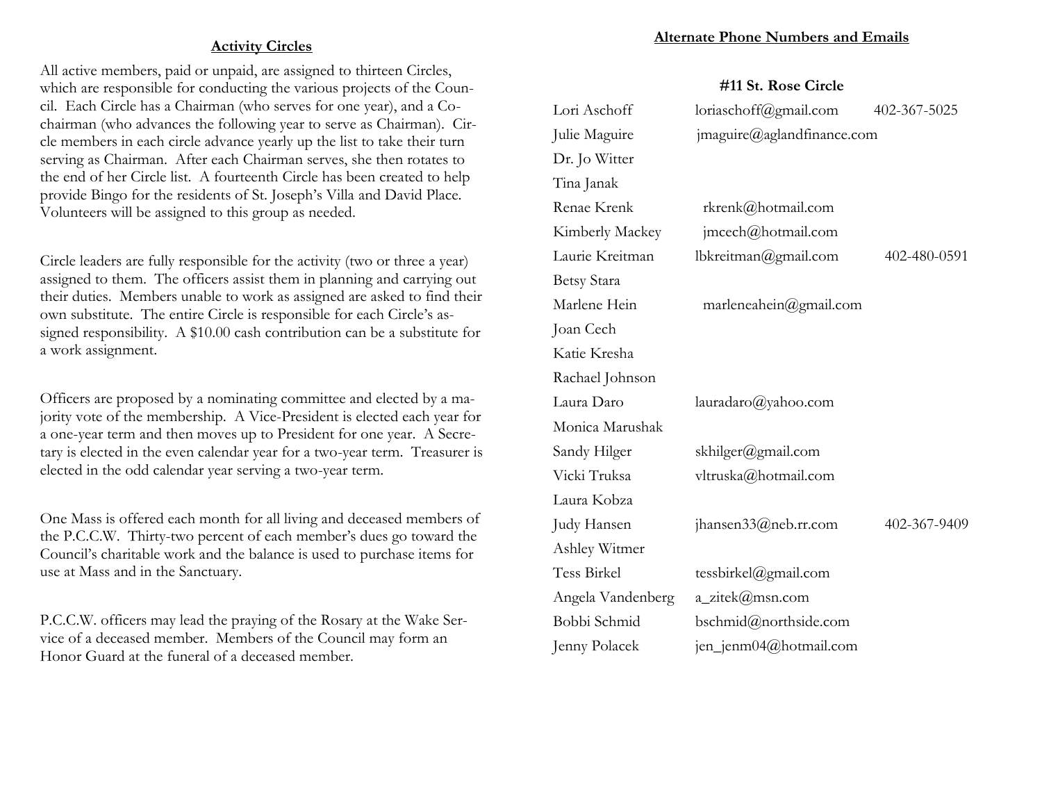## Activity Circles

All active members, paid or unpaid, are assigned to thirteen Circles, which are responsible for conducting the various projects of the Council. Each Circle has a Chairman (who serves for one year), and a Co-chairman (who advances the following year to serve as Chairman). Circle members in each circle advance yearly up the list to take their turn serving as Chairman. After each Chairman serves, she then rotates to the end of her Circle list. A fourteenth Circle has been created to help provide Bingo for the residents of St. Joseph's Villa and David Place. Volunteers will be assigned to this group as needed.

Circle leaders are fully responsible for the activity (two or three a year) assigned to them. The officers assist them in planning and carrying out their duties. Members unable to work as assigned are asked to find their own substitute. The entire Circle is responsible for each Circle's assigned responsibility. A $10.00 cash contribution can be a substitute for a work assignment.

Officers are proposed by a nominating committee and elected by a majority vote of the membership. A Vice-President is elected each year for a one-year term and then moves up to President for one year. A Secretary is elected in the even calendar year for a two-year term. Treasurer is elected in the odd calendar year serving a two-year term.

One Mass is offered each month for all living and deceased members of the P.C.C.W. Thirty-two percent of each member's dues go toward the Council's charitable work and the balance is used to purchase items for use at Mass and in the Sanctuary.

P.C.C.W. officers may lead the praying of the Rosary at the Wake Service of a deceased member. Members of the Council may form an Honor Guard at the funeral of a deceased member.

## Alternate Phone Numbers and Emails

### #11 St. Rose Circle

| Name | Email | Phone |
|---|---|---|
| Lori Aschoff | loriaschoff@gmail.com | 402-367-5025 |
| Julie Maguire | jmaguire@aglandfinance.com | |
| Dr. Jo Witter | | |
| Tina Janak | | |
| Renae Krenk | rkrenk@hotmail.com | |
| Kimberly Mackey | jmcech@hotmail.com | |
| Laurie Kreitman | lbkreitman@gmail.com | 402-480-0591 |
| Betsy Stara | | |
| Marlene Hein | marleneahein@gmail.com | |
| Joan Cech | | |
| Katie Kresha | | |
| Rachael Johnson | | |
| Laura Daro | lauradaro@yahoo.com | |
| Monica Marushak | | |
| Sandy Hilger | skhilger@gmail.com | |
| Vicki Truksa | vltruska@hotmail.com | |
| Laura Kobza | | |
| Judy Hansen | jhansen33@neb.rr.com | 402-367-9409 |
| Ashley Witmer | | |
| Tess Birkel | tessbirkel@gmail.com | |
| Angela Vandenberg | a_zitek@msn.com | |
| Bobbi Schmid | bschmid@northside.com | |
| Jenny Polacek | jen_jenm04@hotmail.com | |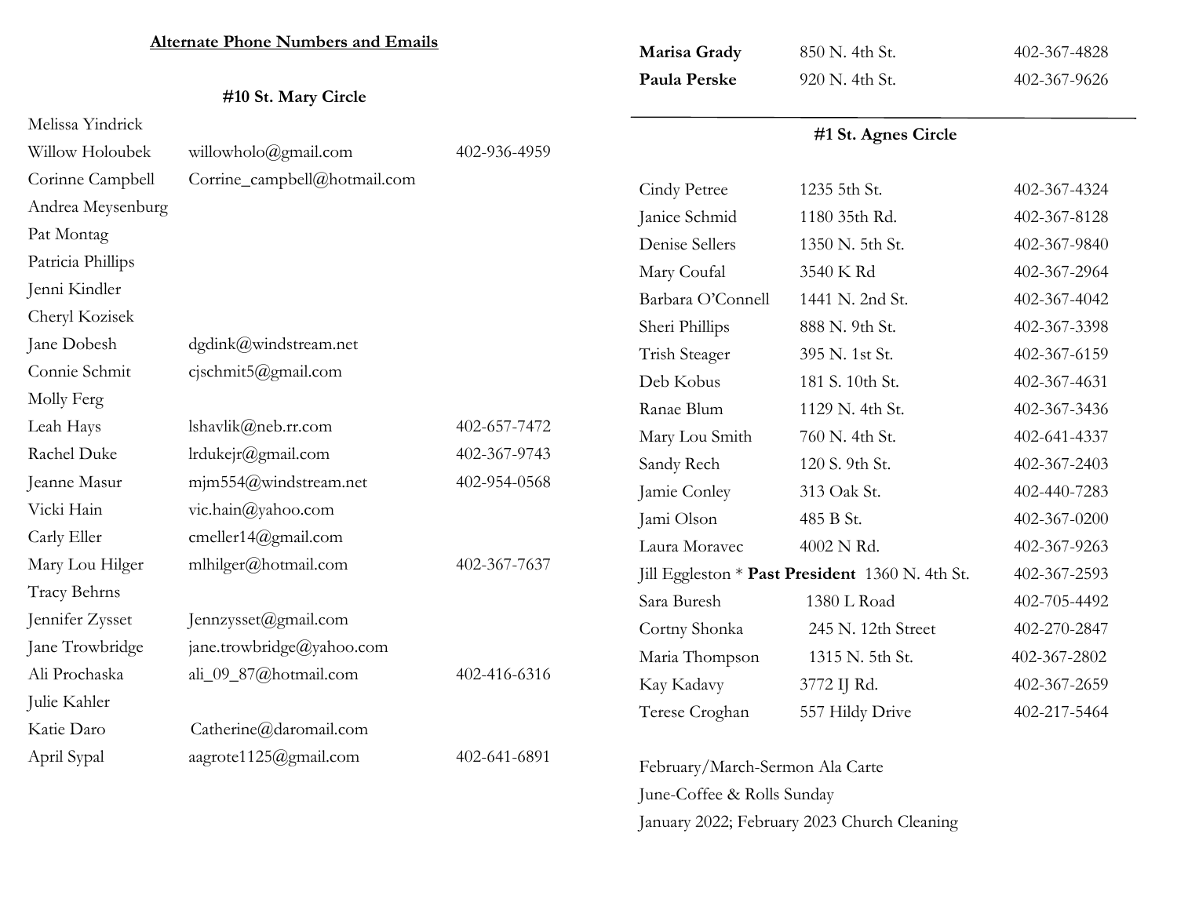## Alternate Phone Numbers and Emails

### #10 St. Mary Circle

| | | |
|---|---|---|
| Melissa Yindrick | | |
| Willow Holoubek | willowholo@gmail.com | 402-936-4959 |
| Corinne Campbell | Corrine_campbell@hotmail.com | |
| Andrea Meysenburg | | |
| Pat Montag | | |
| Patricia Phillips | | |
| Jenni Kindler | | |
| Cheryl Kozisek | | |
| Jane Dobesh | dgdink@windstream.net | |
| Connie Schmit | cjschmit5@gmail.com | |
| Molly Ferg | | |
| Leah Hays | lshavlik@neb.rr.com | 402-657-7472 |
| Rachel Duke | lrdukejr@gmail.com | 402-367-9743 |
| Jeanne Masur | mjm554@windstream.net | 402-954-0568 |
| Vicki Hain | vic.hain@yahoo.com | |
| Carly Eller | cmeller14@gmail.com | |
| Mary Lou Hilger | mlhilger@hotmail.com | 402-367-7637 |
| Tracy Behrns | | |
| Jennifer Zysset | Jennzysset@gmail.com | |
| Jane Trowbridge | jane.trowbridge@yahoo.com | |
| Ali Prochaska | ali_09_87@hotmail.com | 402-416-6316 |
| Julie Kahler | | |
| Katie Daro | Catherine@daromail.com | |
| April Sypal | aagrote1125@gmail.com | 402-641-6891 |

| | | |
|---|---|---|
| **Marisa Grady** | 850 N. 4th St. | 402-367-4828 |
| **Paula Perske** | 920 N. 4th St. | 402-367-9626 |

---

### #1 St. Agnes Circle

| | | |
|---|---|---|
| Cindy Petree | 1235 5th St. | 402-367-4324 |
| Janice Schmid | 1180 35th Rd. | 402-367-8128 |
| Denise Sellers | 1350 N. 5th St. | 402-367-9840 |
| Mary Coufal | 3540 K Rd | 402-367-2964 |
| Barbara O'Connell | 1441 N. 2nd St. | 402-367-4042 |
| Sheri Phillips | 888 N. 9th St. | 402-367-3398 |
| Trish Steager | 395 N. 1st St. | 402-367-6159 |
| Deb Kobus | 181 S. 10th St. | 402-367-4631 |
| Ranae Blum | 1129 N. 4th St. | 402-367-3436 |
| Mary Lou Smith | 760 N. 4th St. | 402-641-4337 |
| Sandy Rech | 120 S. 9th St. | 402-367-2403 |
| Jamie Conley | 313 Oak St. | 402-440-7283 |
| Jami Olson | 485 B St. | 402-367-0200 |
| Laura Moravec | 4002 N Rd. | 402-367-9263 |
| Jill Eggleston * **Past President** | 1360 N. 4th St. | 402-367-2593 |
| Sara Buresh | 1380 L Road | 402-705-4492 |
| Cortny Shonka | 245 N. 12th Street | 402-270-2847 |
| Maria Thompson | 1315 N. 5th St. | 402-367-2802 |
| Kay Kadavy | 3772 IJ Rd. | 402-367-2659 |
| Terese Croghan | 557 Hildy Drive | 402-217-5464 |

February/March-Sermon Ala Carte
June-Coffee & Rolls Sunday
January 2022; February 2023 Church Cleaning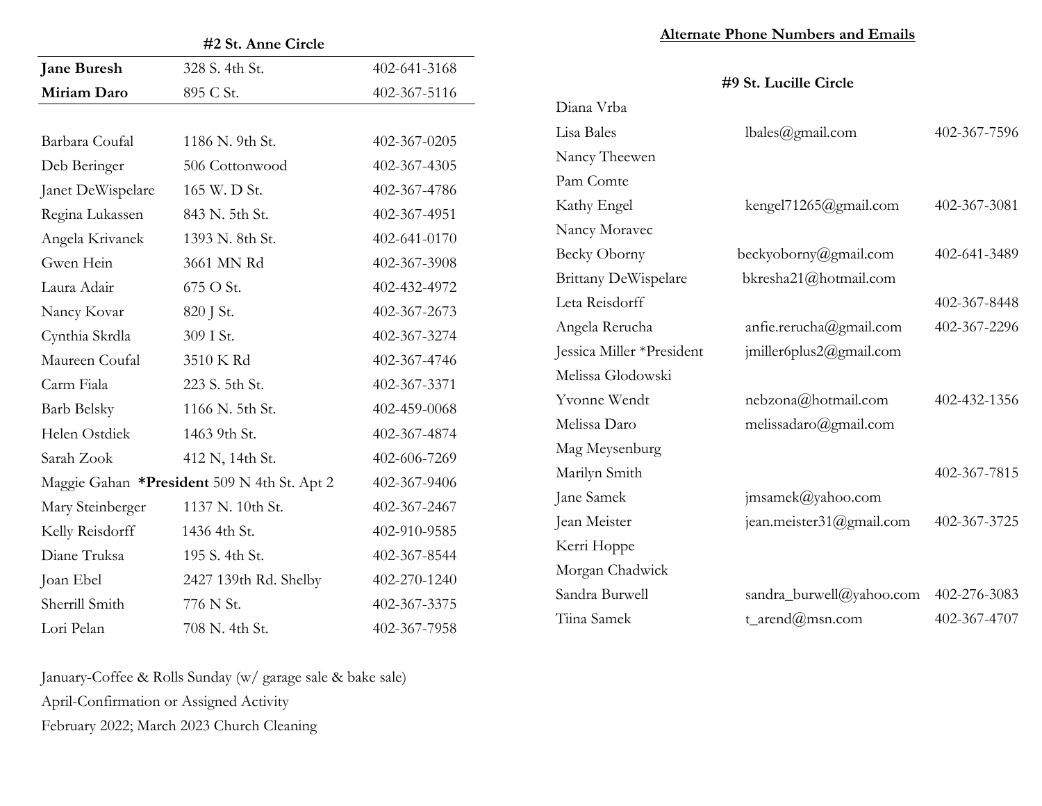## #2 St. Anne Circle

| Name | Address | Phone |
|---|---|---|
| **Jane Buresh** | 328 S. 4th St. | 402-641-3168 |
| **Miriam Daro** | 895 C St. | 402-367-5116 |
| Barbara Coufal | 1186 N. 9th St. | 402-367-0205 |
| Deb Beringer | 506 Cottonwood | 402-367-4305 |
| Janet DeWispelare | 165 W. D St. | 402-367-4786 |
| Regina Lukassen | 843 N. 5th St. | 402-367-4951 |
| Angela Krivanek | 1393 N. 8th St. | 402-641-0170 |
| Gwen Hein | 3661 MN Rd | 402-367-3908 |
| Laura Adair | 675 O St. | 402-432-4972 |
| Nancy Kovar | 820 J St. | 402-367-2673 |
| Cynthia Skrdla | 309 I St. | 402-367-3274 |
| Maureen Coufal | 3510 K Rd | 402-367-4746 |
| Carm Fiala | 223 S. 5th St. | 402-367-3371 |
| Barb Belsky | 1166 N. 5th St. | 402-459-0068 |
| Helen Ostdiek | 1463 9th St. | 402-367-4874 |
| Sarah Zook | 412 N, 14th St. | 402-606-7269 |
| Maggie Gahan **\*President** | 509 N 4th St. Apt 2 | 402-367-9406 |
| Mary Steinberger | 1137 N. 10th St. | 402-367-2467 |
| Kelly Reisdorff | 1436 4th St. | 402-910-9585 |
| Diane Truksa | 195 S. 4th St. | 402-367-8544 |
| Joan Ebel | 2427 139th Rd. Shelby | 402-270-1240 |
| Sherrill Smith | 776 N St. | 402-367-3375 |
| Lori Pelan | 708 N. 4th St. | 402-367-7958 |

January-Coffee & Rolls Sunday (w/ garage sale & bake sale)
April-Confirmation or Assigned Activity
February 2022; March 2023 Church Cleaning

## Alternate Phone Numbers and Emails

### #9 St. Lucille Circle

| Name | Email | Phone |
|---|---|---|
| Diana Vrba | | |
| Lisa Bales | lbales@gmail.com | 402-367-7596 |
| Nancy Theewen | | |
| Pam Comte | | |
| Kathy Engel | kengel71265@gmail.com | 402-367-3081 |
| Nancy Moravec | | |
| Becky Oborny | beckyoborny@gmail.com | 402-641-3489 |
| Brittany DeWispelare | bkresha21@hotmail.com | |
| Leta Reisdorff | | 402-367-8448 |
| Angela Rerucha | anfie.rerucha@gmail.com | 402-367-2296 |
| Jessica Miller *President | jmiller6plus2@gmail.com | |
| Melissa Glodowski | | |
| Yvonne Wendt | nebzona@hotmail.com | 402-432-1356 |
| Melissa Daro | melissadaro@gmail.com | |
| Mag Meysenburg | | |
| Marilyn Smith | | 402-367-7815 |
| Jane Samek | jmsamek@yahoo.com | |
| Jean Meister | jean.meister31@gmail.com | 402-367-3725 |
| Kerri Hoppe | | |
| Morgan Chadwick | | |
| Sandra Burwell | sandra_burwell@yahoo.com | 402-276-3083 |
| Tiina Samek | t_arend@msn.com | 402-367-4707 |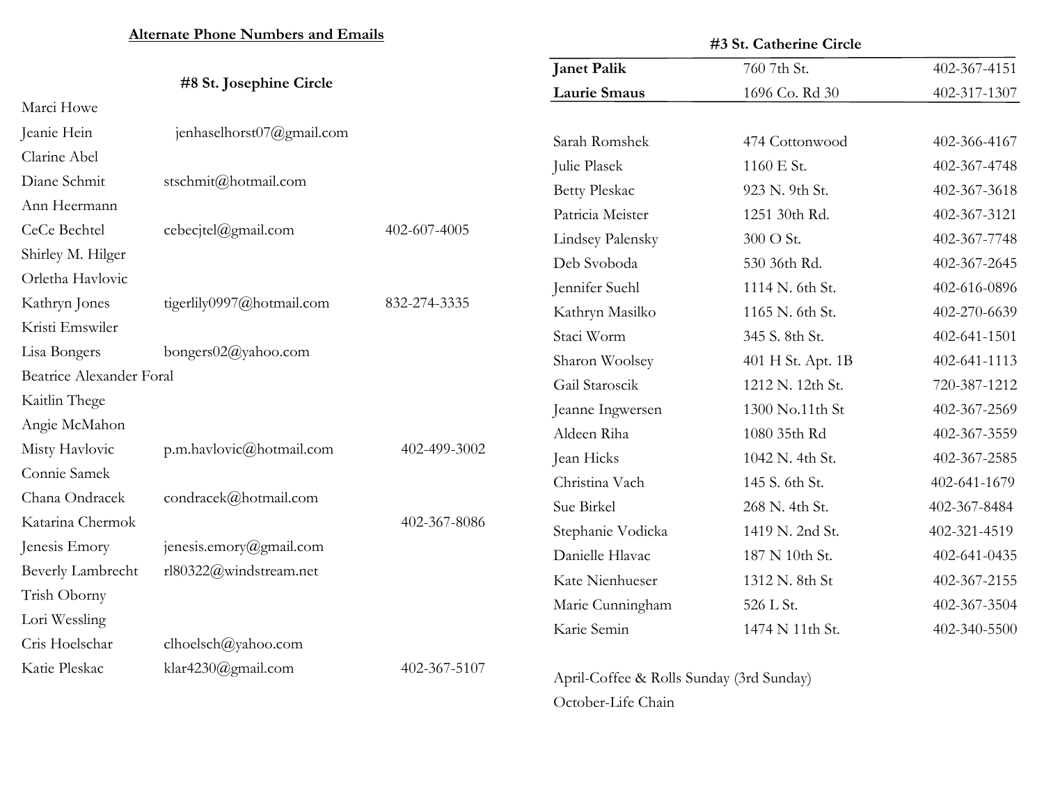## Alternate Phone Numbers and Emails

### #8 St. Josephine Circle

| Name | Email | Phone |
|---|---|---|
| Marci Howe | | |
| Jeanie Hein | jenhaselhorst07@gmail.com | |
| Clarine Abel | | |
| Diane Schmit | stschmit@hotmail.com | |
| Ann Heermann | | |
| CeCe Bechtel | cebecjtel@gmail.com | 402-607-4005 |
| Shirley M. Hilger | | |
| Orletha Havlovic | | |
| Kathryn Jones | tigerlily0997@hotmail.com | 832-274-3335 |
| Kristi Emswiler | | |
| Lisa Bongers | bongers02@yahoo.com | |
| Beatrice Alexander Foral | | |
| Kaitlin Thege | | |
| Angie McMahon | | |
| Misty Havlovic | p.m.havlovic@hotmail.com | 402-499-3002 |
| Connie Samek | | |
| Chana Ondracek | condracek@hotmail.com | |
| Katarina Chermok | | 402-367-8086 |
| Jenesis Emory | jenesis.emory@gmail.com | |
| Beverly Lambrecht | rl80322@windstream.net | |
| Trish Oborny | | |
| Lori Wessling | | |
| Cris Hoelschar | clhoelsch@yahoo.com | |
| Katie Pleskac | klar4230@gmail.com | 402-367-5107 |

### #3 St. Catherine Circle

| Name | Address | Phone |
|---|---|---|
| **Janet Palik** | 760 7th St. | 402-367-4151 |
| **Laurie Smaus** | 1696 Co. Rd 30 | 402-317-1307 |
| Sarah Romshek | 474 Cottonwood | 402-366-4167 |
| Julie Plasek | 1160 E St. | 402-367-4748 |
| Betty Pleskac | 923 N. 9th St. | 402-367-3618 |
| Patricia Meister | 1251 30th Rd. | 402-367-3121 |
| Lindsey Palensky | 300 O St. | 402-367-7748 |
| Deb Svoboda | 530 36th Rd. | 402-367-2645 |
| Jennifer Suehl | 1114 N. 6th St. | 402-616-0896 |
| Kathryn Masilko | 1165 N. 6th St. | 402-270-6639 |
| Staci Worm | 345 S. 8th St. | 402-641-1501 |
| Sharon Woolsey | 401 H St. Apt. 1B | 402-641-1113 |
| Gail Staroscik | 1212 N. 12th St. | 720-387-1212 |
| Jeanne Ingwersen | 1300 No.11th St | 402-367-2569 |
| Aldeen Riha | 1080 35th Rd | 402-367-3559 |
| Jean Hicks | 1042 N. 4th St. | 402-367-2585 |
| Christina Vach | 145 S. 6th St. | 402-641-1679 |
| Sue Birkel | 268 N. 4th St. | 402-367-8484 |
| Stephanie Vodicka | 1419 N. 2nd St. | 402-321-4519 |
| Danielle Hlavac | 187 N 10th St. | 402-641-0435 |
| Kate Nienhueser | 1312 N. 8th St | 402-367-2155 |
| Marie Cunningham | 526 L St. | 402-367-3504 |
| Karie Semin | 1474 N 11th St. | 402-340-5500 |

April-Coffee & Rolls Sunday (3rd Sunday)

October-Life Chain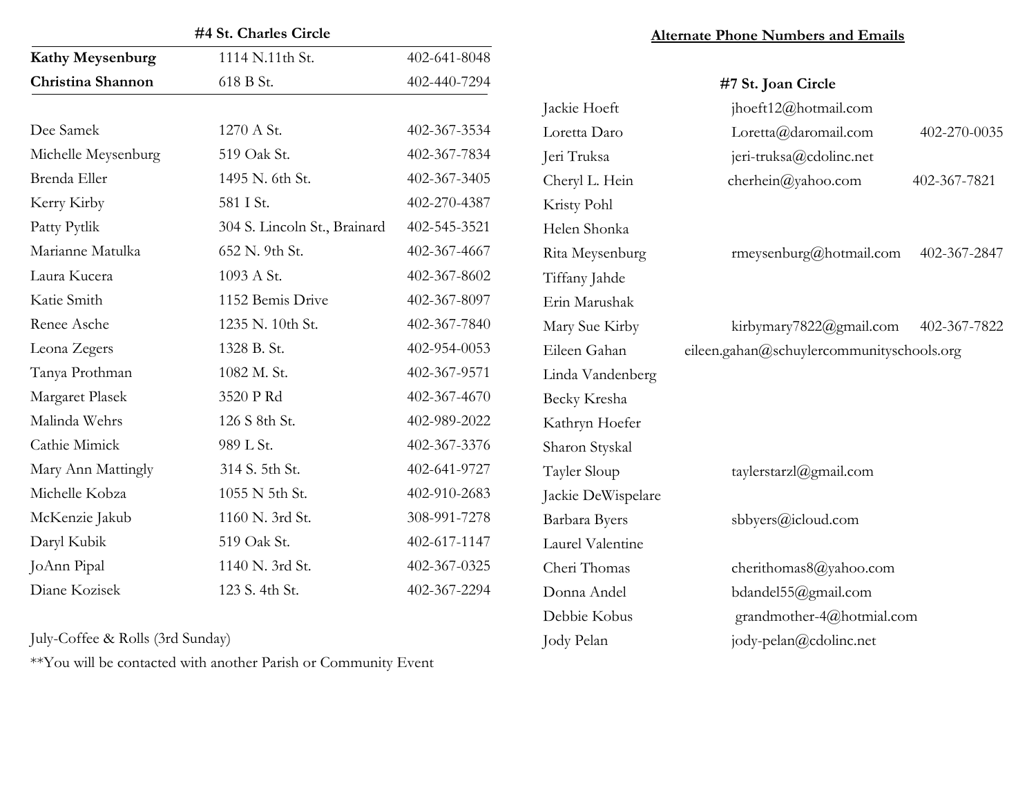## #4 St. Charles Circle

| | | |
|---|---|---|
| **Kathy Meysenburg** | 1114 N.11th St. | 402-641-8048 |
| **Christina Shannon** | 618 B St. | 402-440-7294 |
| | | |
| Dee Samek | 1270 A St. | 402-367-3534 |
| Michelle Meysenburg | 519 Oak St. | 402-367-7834 |
| Brenda Eller | 1495 N. 6th St. | 402-367-3405 |
| Kerry Kirby | 581 I St. | 402-270-4387 |
| Patty Pytlik | 304 S. Lincoln St., Brainard | 402-545-3521 |
| Marianne Matulka | 652 N. 9th St. | 402-367-4667 |
| Laura Kucera | 1093 A St. | 402-367-8602 |
| Katie Smith | 1152 Bemis Drive | 402-367-8097 |
| Renee Asche | 1235 N. 10th St. | 402-367-7840 |
| Leona Zegers | 1328 B. St. | 402-954-0053 |
| Tanya Prothman | 1082 M. St. | 402-367-9571 |
| Margaret Plasek | 3520 P Rd | 402-367-4670 |
| Malinda Wehrs | 126 S 8th St. | 402-989-2022 |
| Cathie Mimick | 989 L St. | 402-367-3376 |
| Mary Ann Mattingly | 314 S. 5th St. | 402-641-9727 |
| Michelle Kobza | 1055 N 5th St. | 402-910-2683 |
| McKenzie Jakub | 1160 N. 3rd St. | 308-991-7278 |
| Daryl Kubik | 519 Oak St. | 402-617-1147 |
| JoAnn Pipal | 1140 N. 3rd St. | 402-367-0325 |
| Diane Kozisek | 123 S. 4th St. | 402-367-2294 |

July-Coffee & Rolls (3rd Sunday)

**You will be contacted with another Parish or Community Event

## Alternate Phone Numbers and Emails

### #7 St. Joan Circle

| | | |
|---|---|---|
| Jackie Hoeft | jhoeft12@hotmail.com | |
| Loretta Daro | Loretta@daromail.com | 402-270-0035 |
| Jeri Truksa | jeri-truksa@cdolinc.net | |
| Cheryl L. Hein | cherhein@yahoo.com | 402-367-7821 |
| Kristy Pohl | | |
| Helen Shonka | | |
| Rita Meysenburg | rmeysenburg@hotmail.com | 402-367-2847 |
| Tiffany Jahde | | |
| Erin Marushak | | |
| Mary Sue Kirby | kirbymary7822@gmail.com | 402-367-7822 |
| Eileen Gahan | eileen.gahan@schuylercommunityschools.org | |
| Linda Vandenberg | | |
| Becky Kresha | | |
| Kathryn Hoefer | | |
| Sharon Styskal | | |
| Tayler Sloup | taylerstarzl@gmail.com | |
| Jackie DeWispelare | | |
| Barbara Byers | sbbyers@icloud.com | |
| Laurel Valentine | | |
| Cheri Thomas | cherithomas8@yahoo.com | |
| Donna Andel | bdandel55@gmail.com | |
| Debbie Kobus | grandmother-4@hotmial.com | |
| Jody Pelan | jody-pelan@cdolinc.net | |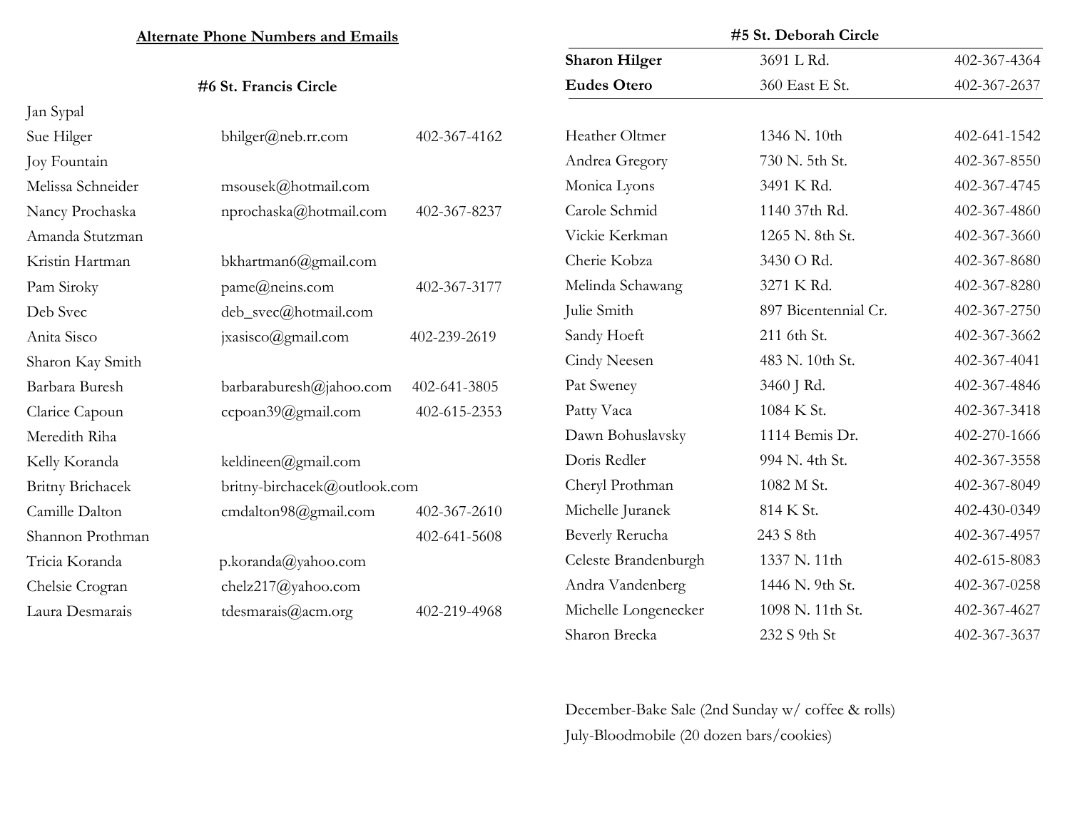## Alternate Phone Numbers and Emails

### #6 St. Francis Circle

| Name | Email | Phone |
|---|---|---|
| Jan Sypal | | |
| Sue Hilger | bhilger@neb.rr.com | 402-367-4162 |
| Joy Fountain | | |
| Melissa Schneider | msousek@hotmail.com | |
| Nancy Prochaska | nprochaska@hotmail.com | 402-367-8237 |
| Amanda Stutzman | | |
| Kristin Hartman | bkhartman6@gmail.com | |
| Pam Siroky | pame@neins.com | 402-367-3177 |
| Deb Svec | deb_svec@hotmail.com | |
| Anita Sisco | jxasisco@gmail.com | 402-239-2619 |
| Sharon Kay Smith | | |
| Barbara Buresh | barbaraburesh@jahoo.com | 402-641-3805 |
| Clarice Capoun | ccpoan39@gmail.com | 402-615-2353 |
| Meredith Riha | | |
| Kelly Koranda | keldineen@gmail.com | |
| Britny Brichacek | britny-birchacek@outlook.com | |
| Camille Dalton | cmdalton98@gmail.com | 402-367-2610 |
| Shannon Prothman | | 402-641-5608 |
| Tricia Koranda | p.koranda@yahoo.com | |
| Chelsie Crogran | chelz217@yahoo.com | |
| Laura Desmarais | tdesmarais@acm.org | 402-219-4968 |

### #5 St. Deborah Circle

| Name | Address | Phone |
|---|---|---|
| **Sharon Hilger** | 3691 L Rd. | 402-367-4364 |
| **Eudes Otero** | 360 East E St. | 402-367-2637 |
| Heather Oltmer | 1346 N. 10th | 402-641-1542 |
| Andrea Gregory | 730 N. 5th St. | 402-367-8550 |
| Monica Lyons | 3491 K Rd. | 402-367-4745 |
| Carole Schmid | 1140 37th Rd. | 402-367-4860 |
| Vickie Kerkman | 1265 N. 8th St. | 402-367-3660 |
| Cherie Kobza | 3430 O Rd. | 402-367-8680 |
| Melinda Schawang | 3271 K Rd. | 402-367-8280 |
| Julie Smith | 897 Bicentennial Cr. | 402-367-2750 |
| Sandy Hoeft | 211 6th St. | 402-367-3662 |
| Cindy Neesen | 483 N. 10th St. | 402-367-4041 |
| Pat Sweney | 3460 J Rd. | 402-367-4846 |
| Patty Vaca | 1084 K St. | 402-367-3418 |
| Dawn Bohuslavsky | 1114 Bemis Dr. | 402-270-1666 |
| Doris Redler | 994 N. 4th St. | 402-367-3558 |
| Cheryl Prothman | 1082 M St. | 402-367-8049 |
| Michelle Juranek | 814 K St. | 402-430-0349 |
| Beverly Rerucha | 243 S 8th | 402-367-4957 |
| Celeste Brandenburgh | 1337 N. 11th | 402-615-8083 |
| Andra Vandenberg | 1446 N. 9th St. | 402-367-0258 |
| Michelle Longenecker | 1098 N. 11th St. | 402-367-4627 |
| Sharon Brecka | 232 S 9th St | 402-367-3637 |

December-Bake Sale (2nd Sunday w/ coffee & rolls)

July-Bloodmobile (20 dozen bars/cookies)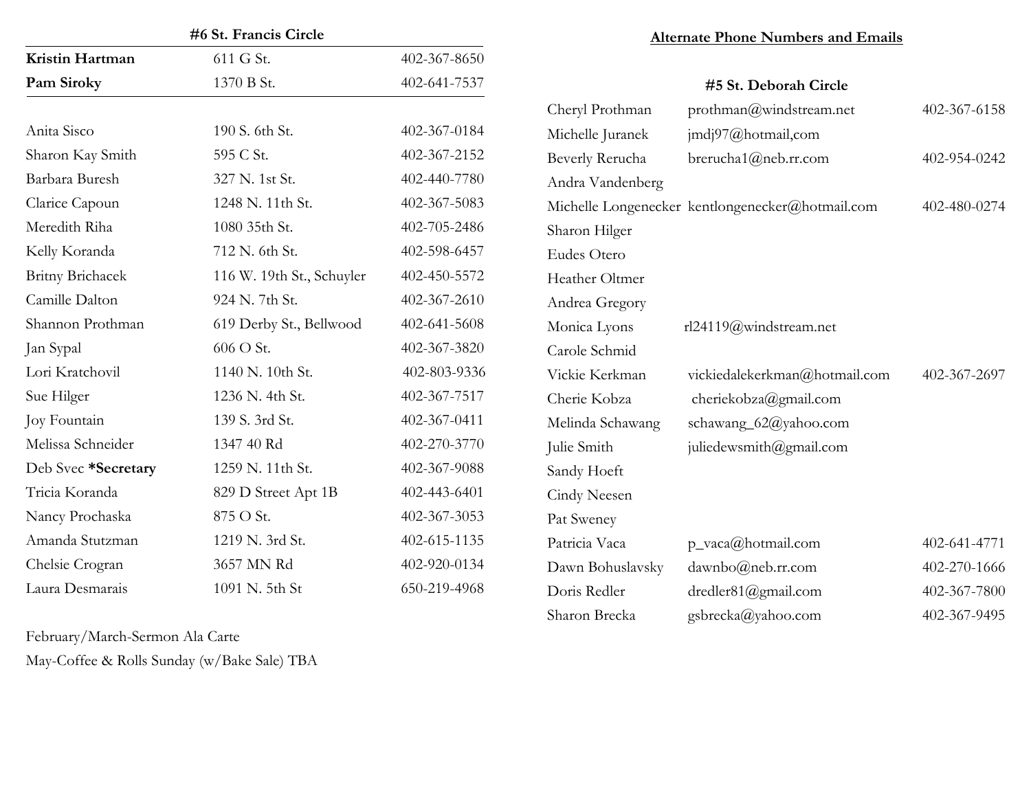### #6 St. Francis Circle

| | | |
|---|---|---|
| **Kristin Hartman** | 611 G St. | 402-367-8650 |
| **Pam Siroky** | 1370 B St. | 402-641-7537 |
| Anita Sisco | 190 S. 6th St. | 402-367-0184 |
| Sharon Kay Smith | 595 C St. | 402-367-2152 |
| Barbara Buresh | 327 N. 1st St. | 402-440-7780 |
| Clarice Capoun | 1248 N. 11th St. | 402-367-5083 |
| Meredith Riha | 1080 35th St. | 402-705-2486 |
| Kelly Koranda | 712 N. 6th St. | 402-598-6457 |
| Britny Brichacek | 116 W. 19th St., Schuyler | 402-450-5572 |
| Camille Dalton | 924 N. 7th St. | 402-367-2610 |
| Shannon Prothman | 619 Derby St., Bellwood | 402-641-5608 |
| Jan Sypal | 606 O St. | 402-367-3820 |
| Lori Kratchovil | 1140 N. 10th St. | 402-803-9336 |
| Sue Hilger | 1236 N. 4th St. | 402-367-7517 |
| Joy Fountain | 139 S. 3rd St. | 402-367-0411 |
| Melissa Schneider | 1347 40 Rd | 402-270-3770 |
| Deb Svec **\*Secretary** | 1259 N. 11th St. | 402-367-9088 |
| Tricia Koranda | 829 D Street Apt 1B | 402-443-6401 |
| Nancy Prochaska | 875 O St. | 402-367-3053 |
| Amanda Stutzman | 1219 N. 3rd St. | 402-615-1135 |
| Chelsie Crogran | 3657 MN Rd | 402-920-0134 |
| Laura Desmarais | 1091 N. 5th St | 650-219-4968 |

February/March-Sermon Ala Carte

May-Coffee & Rolls Sunday (w/Bake Sale) TBA

## Alternate Phone Numbers and Emails

### #5 St. Deborah Circle

| | | |
|---|---|---|
| Cheryl Prothman | prothman@windstream.net | 402-367-6158 |
| Michelle Juranek | jmdj97@hotmail,com | |
| Beverly Rerucha | brerucha1@neb.rr.com | 402-954-0242 |
| Andra Vandenberg | | |
| Michelle Longenecker | kentlongenecker@hotmail.com | 402-480-0274 |
| Sharon Hilger | | |
| Eudes Otero | | |
| Heather Oltmer | | |
| Andrea Gregory | | |
| Monica Lyons | rl24119@windstream.net | |
| Carole Schmid | | |
| Vickie Kerkman | vickiedalekerkman@hotmail.com | 402-367-2697 |
| Cherie Kobza | cheriekobza@gmail.com | |
| Melinda Schawang | schawang_62@yahoo.com | |
| Julie Smith | juliedewsmith@gmail.com | |
| Sandy Hoeft | | |
| Cindy Neesen | | |
| Pat Sweney | | |
| Patricia Vaca | p_vaca@hotmail.com | 402-641-4771 |
| Dawn Bohuslavsky | dawnbo@neb.rr.com | 402-270-1666 |
| Doris Redler | dredler81@gmail.com | 402-367-7800 |
| Sharon Brecka | gsbrecka@yahoo.com | 402-367-9495 |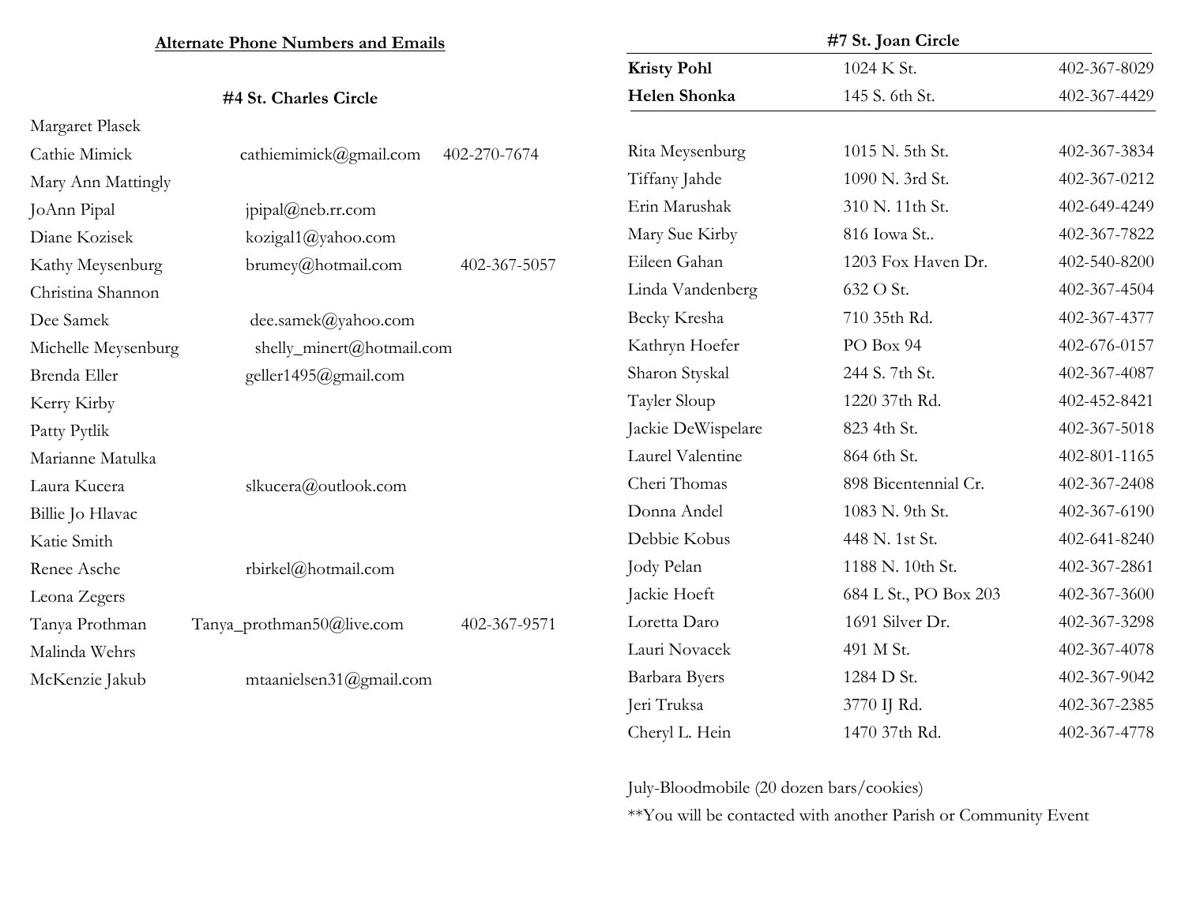**Alternate Phone Numbers and Emails**

**#4 St. Charles Circle**

| Name | Email | Phone |
|---|---|---|
| Margaret Plasek | | |
| Cathie Mimick | cathiemimick@gmail.com | 402-270-7674 |
| Mary Ann Mattingly | | |
| JoAnn Pipal | jpipal@neb.rr.com | |
| Diane Kozisek | kozigal1@yahoo.com | |
| Kathy Meysenburg | brumey@hotmail.com | 402-367-5057 |
| Christina Shannon | | |
| Dee Samek | dee.samek@yahoo.com | |
| Michelle Meysenburg | shelly_minert@hotmail.com | |
| Brenda Eller | geller1495@gmail.com | |
| Kerry Kirby | | |
| Patty Pytlik | | |
| Marianne Matulka | | |
| Laura Kucera | slkucera@outlook.com | |
| Billie Jo Hlavac | | |
| Katie Smith | | |
| Renee Asche | rbirkel@hotmail.com | |
| Leona Zegers | | |
| Tanya Prothman | Tanya_prothman50@live.com | 402-367-9571 |
| Malinda Wehrs | | |
| McKenzie Jakub | mtaanielsen31@gmail.com | |

**#7 St. Joan Circle**

| Name | Address | Phone |
|---|---|---|
| **Kristy Pohl** | 1024 K St. | 402-367-8029 |
| **Helen Shonka** | 145 S. 6th St. | 402-367-4429 |
| Rita Meysenburg | 1015 N. 5th St. | 402-367-3834 |
| Tiffany Jahde | 1090 N. 3rd St. | 402-367-0212 |
| Erin Marushak | 310 N. 11th St. | 402-649-4249 |
| Mary Sue Kirby | 816 Iowa St.. | 402-367-7822 |
| Eileen Gahan | 1203 Fox Haven Dr. | 402-540-8200 |
| Linda Vandenberg | 632 O St. | 402-367-4504 |
| Becky Kresha | 710 35th Rd. | 402-367-4377 |
| Kathryn Hoefer | PO Box 94 | 402-676-0157 |
| Sharon Styskal | 244 S. 7th St. | 402-367-4087 |
| Tayler Sloup | 1220 37th Rd. | 402-452-8421 |
| Jackie DeWispelare | 823 4th St. | 402-367-5018 |
| Laurel Valentine | 864 6th St. | 402-801-1165 |
| Cheri Thomas | 898 Bicentennial Cr. | 402-367-2408 |
| Donna Andel | 1083 N. 9th St. | 402-367-6190 |
| Debbie Kobus | 448 N. 1st St. | 402-641-8240 |
| Jody Pelan | 1188 N. 10th St. | 402-367-2861 |
| Jackie Hoeft | 684 L St., PO Box 203 | 402-367-3600 |
| Loretta Daro | 1691 Silver Dr. | 402-367-3298 |
| Lauri Novacek | 491 M St. | 402-367-4078 |
| Barbara Byers | 1284 D St. | 402-367-9042 |
| Jeri Truksa | 3770 IJ Rd. | 402-367-2385 |
| Cheryl L. Hein | 1470 37th Rd. | 402-367-4778 |

July-Bloodmobile (20 dozen bars/cookies)

**You will be contacted with another Parish or Community Event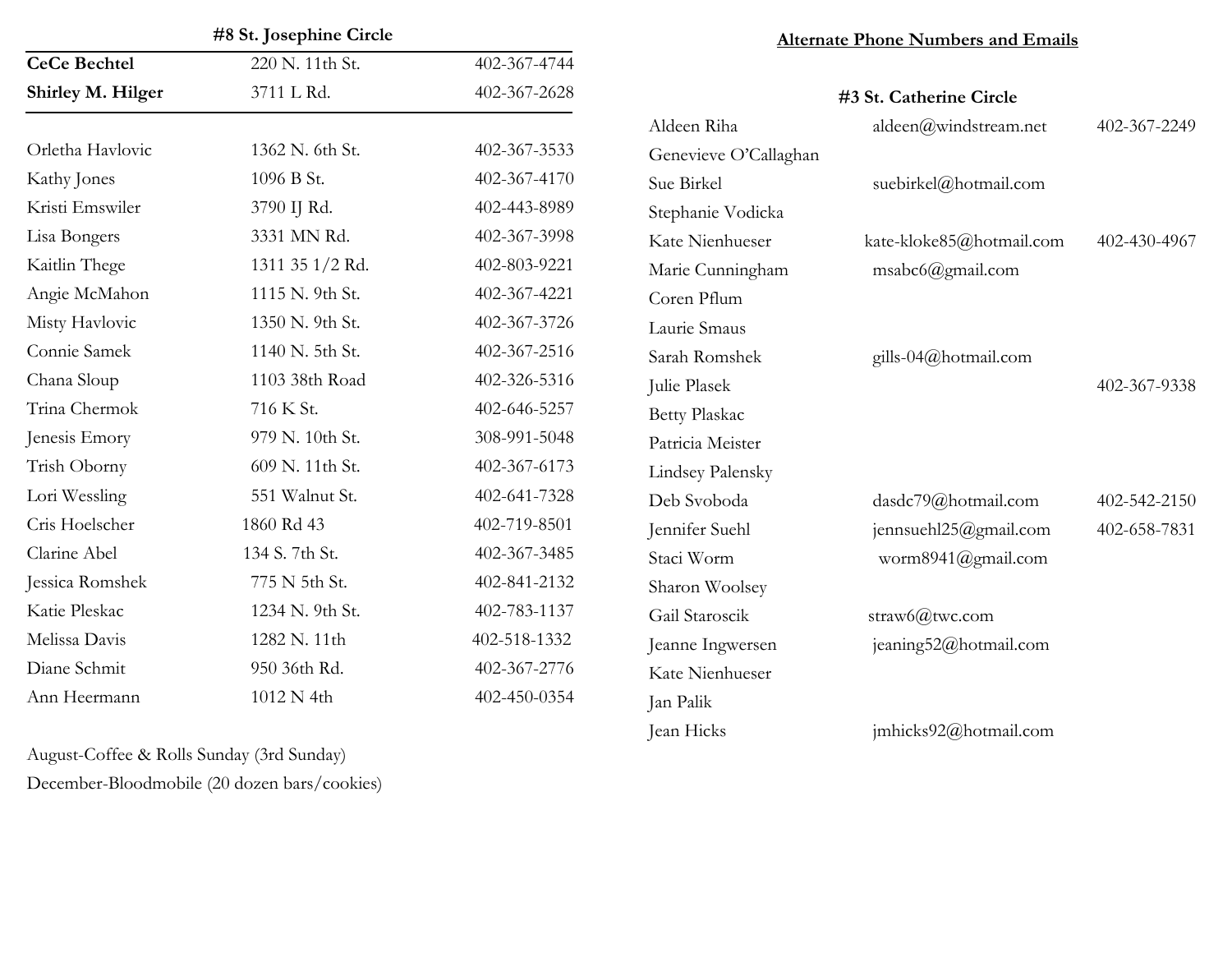### #8 St. Josephine Circle

| Name | Address | Phone |
|---|---|---|
| **CeCe Bechtel** | 220 N. 11th St. | 402-367-4744 |
| **Shirley M. Hilger** | 3711 L Rd. | 402-367-2628 |
| Orletha Havlovic | 1362 N. 6th St. | 402-367-3533 |
| Kathy Jones | 1096 B St. | 402-367-4170 |
| Kristi Emswiler | 3790 IJ Rd. | 402-443-8989 |
| Lisa Bongers | 3331 MN Rd. | 402-367-3998 |
| Kaitlin Thege | 1311 35 1/2 Rd. | 402-803-9221 |
| Angie McMahon | 1115 N. 9th St. | 402-367-4221 |
| Misty Havlovic | 1350 N. 9th St. | 402-367-3726 |
| Connie Samek | 1140 N. 5th St. | 402-367-2516 |
| Chana Sloup | 1103 38th Road | 402-326-5316 |
| Trina Chermok | 716 K St. | 402-646-5257 |
| Jenesis Emory | 979 N. 10th St. | 308-991-5048 |
| Trish Oborny | 609 N. 11th St. | 402-367-6173 |
| Lori Wessling | 551 Walnut St. | 402-641-7328 |
| Cris Hoelscher | 1860 Rd 43 | 402-719-8501 |
| Clarine Abel | 134 S. 7th St. | 402-367-3485 |
| Jessica Romshek | 775 N 5th St. | 402-841-2132 |
| Katie Pleskac | 1234 N. 9th St. | 402-783-1137 |
| Melissa Davis | 1282 N. 11th | 402-518-1332 |
| Diane Schmit | 950 36th Rd. | 402-367-2776 |
| Ann Heermann | 1012 N 4th | 402-450-0354 |

August-Coffee & Rolls Sunday (3rd Sunday)

December-Bloodmobile (20 dozen bars/cookies)

## Alternate Phone Numbers and Emails

### #3 St. Catherine Circle

| Name | Email | Phone |
|---|---|---|
| Aldeen Riha | aldeen@windstream.net | 402-367-2249 |
| Genevieve O'Callaghan | | |
| Sue Birkel | suebirkel@hotmail.com | |
| Stephanie Vodicka | | |
| Kate Nienhueser | kate-kloke85@hotmail.com | 402-430-4967 |
| Marie Cunningham | msabc6@gmail.com | |
| Coren Pflum | | |
| Laurie Smaus | | |
| Sarah Romshek | gills-04@hotmail.com | |
| Julie Plasek | | 402-367-9338 |
| Betty Plaskac | | |
| Patricia Meister | | |
| Lindsey Palensky | | |
| Deb Svoboda | dasdc79@hotmail.com | 402-542-2150 |
| Jennifer Suehl | jennsuehl25@gmail.com | 402-658-7831 |
| Staci Worm | worm8941@gmail.com | |
| Sharon Woolsey | | |
| Gail Staroscik | straw6@twc.com | |
| Jeanne Ingwersen | jeaning52@hotmail.com | |
| Kate Nienhueser | | |
| Jan Palik | | |
| Jean Hicks | jmhicks92@hotmail.com | |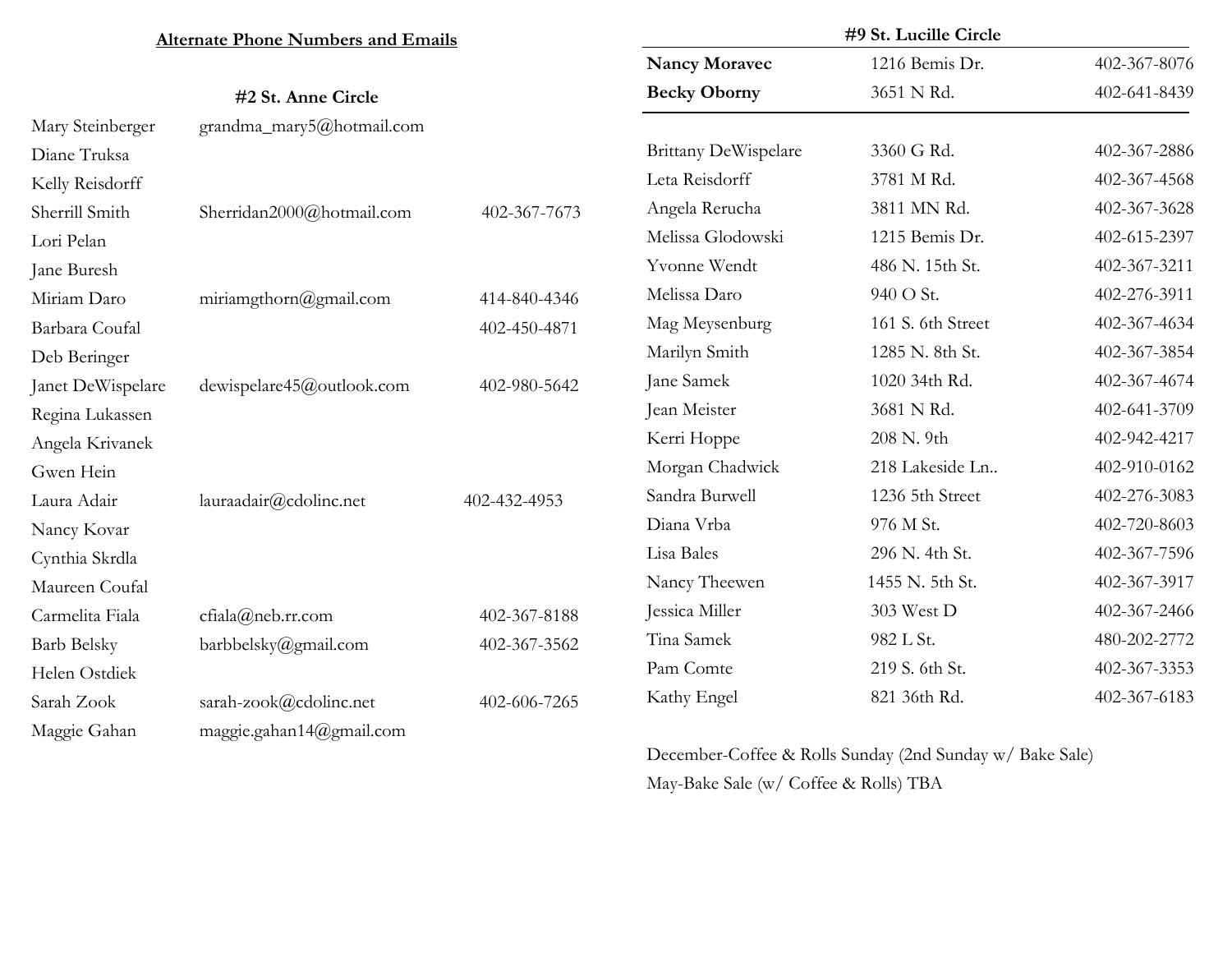## Alternate Phone Numbers and Emails

### #2 St. Anne Circle

| Name | Email | Phone |
|---|---|---|
| Mary Steinberger | grandma_mary5@hotmail.com | |
| Diane Truksa | | |
| Kelly Reisdorff | | |
| Sherrill Smith | Sherridan2000@hotmail.com | 402-367-7673 |
| Lori Pelan | | |
| Jane Buresh | | |
| Miriam Daro | miriamgthorn@gmail.com | 414-840-4346 |
| Barbara Coufal | | 402-450-4871 |
| Deb Beringer | | |
| Janet DeWispelare | dewispelare45@outlook.com | 402-980-5642 |
| Regina Lukassen | | |
| Angela Krivanek | | |
| Gwen Hein | | |
| Laura Adair | lauraadair@cdolinc.net | 402-432-4953 |
| Nancy Kovar | | |
| Cynthia Skrdla | | |
| Maureen Coufal | | |
| Carmelita Fiala | cfiala@neb.rr.com | 402-367-8188 |
| Barb Belsky | barbbelsky@gmail.com | 402-367-3562 |
| Helen Ostdiek | | |
| Sarah Zook | sarah-zook@cdolinc.net | 402-606-7265 |
| Maggie Gahan | maggie.gahan14@gmail.com | |

### #9 St. Lucille Circle

| Name | Address | Phone |
|---|---|---|
| **Nancy Moravec** | 1216 Bemis Dr. | 402-367-8076 |
| **Becky Oborny** | 3651 N Rd. | 402-641-8439 |
| Brittany DeWispelare | 3360 G Rd. | 402-367-2886 |
| Leta Reisdorff | 3781 M Rd. | 402-367-4568 |
| Angela Rerucha | 3811 MN Rd. | 402-367-3628 |
| Melissa Glodowski | 1215 Bemis Dr. | 402-615-2397 |
| Yvonne Wendt | 486 N. 15th St. | 402-367-3211 |
| Melissa Daro | 940 O St. | 402-276-3911 |
| Mag Meysenburg | 161 S. 6th Street | 402-367-4634 |
| Marilyn Smith | 1285 N. 8th St. | 402-367-3854 |
| Jane Samek | 1020 34th Rd. | 402-367-4674 |
| Jean Meister | 3681 N Rd. | 402-641-3709 |
| Kerri Hoppe | 208 N. 9th | 402-942-4217 |
| Morgan Chadwick | 218 Lakeside Ln.. | 402-910-0162 |
| Sandra Burwell | 1236 5th Street | 402-276-3083 |
| Diana Vrba | 976 M St. | 402-720-8603 |
| Lisa Bales | 296 N. 4th St. | 402-367-7596 |
| Nancy Theewen | 1455 N. 5th St. | 402-367-3917 |
| Jessica Miller | 303 West D | 402-367-2466 |
| Tina Samek | 982 L St. | 480-202-2772 |
| Pam Comte | 219 S. 6th St. | 402-367-3353 |
| Kathy Engel | 821 36th Rd. | 402-367-6183 |

December-Coffee & Rolls Sunday (2nd Sunday w/ Bake Sale)

May-Bake Sale (w/ Coffee & Rolls) TBA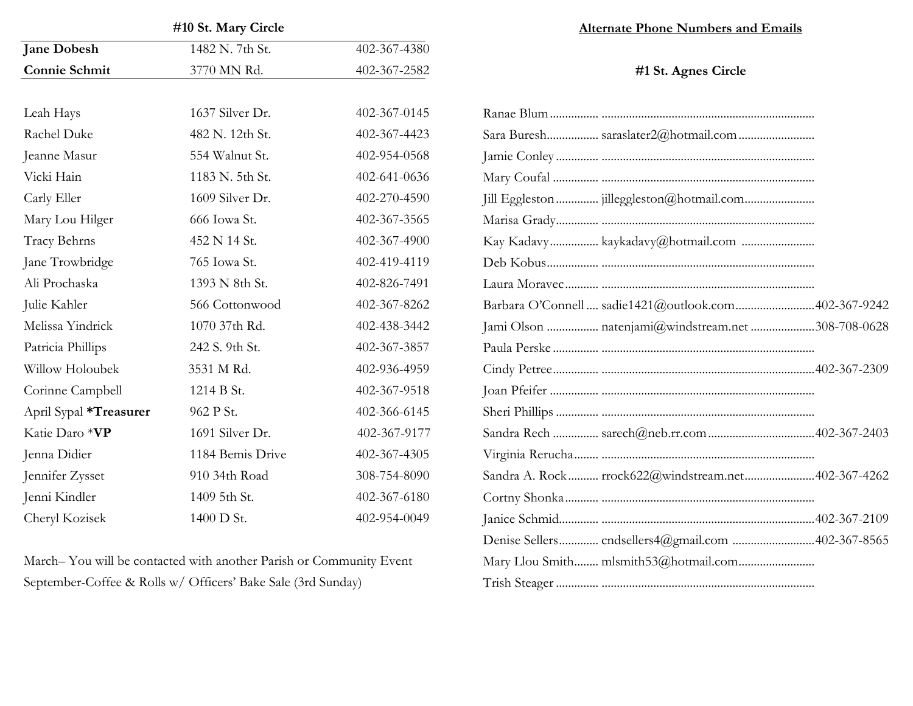### #10 St. Mary Circle

| | | |
|---|---|---|
| **Jane Dobesh** | 1482 N. 7th St. | 402-367-4380 |
| **Connie Schmit** | 3770 MN Rd. | 402-367-2582 |

| | | |
|---|---|---|
| Leah Hays | 1637 Silver Dr. | 402-367-0145 |
| Rachel Duke | 482 N. 12th St. | 402-367-4423 |
| Jeanne Masur | 554 Walnut St. | 402-954-0568 |
| Vicki Hain | 1183 N. 5th St. | 402-641-0636 |
| Carly Eller | 1609 Silver Dr. | 402-270-4590 |
| Mary Lou Hilger | 666 Iowa St. | 402-367-3565 |
| Tracy Behrns | 452 N 14 St. | 402-367-4900 |
| Jane Trowbridge | 765 Iowa St. | 402-419-4119 |
| Ali Prochaska | 1393 N 8th St. | 402-826-7491 |
| Julie Kahler | 566 Cottonwood | 402-367-8262 |
| Melissa Yindrick | 1070 37th Rd. | 402-438-3442 |
| Patricia Phillips | 242 S. 9th St. | 402-367-3857 |
| Willow Holoubek | 3531 M Rd. | 402-936-4959 |
| Corinne Campbell | 1214 B St. | 402-367-9518 |
| April Sypal ***Treasurer** | 962 P St. | 402-366-6145 |
| Katie Daro ***VP** | 1691 Silver Dr. | 402-367-9177 |
| Jenna Didier | 1184 Bemis Drive | 402-367-4305 |
| Jennifer Zysset | 910 34th Road | 308-754-8090 |
| Jenni Kindler | 1409 5th St. | 402-367-6180 |
| Cheryl Kozisek | 1400 D St. | 402-954-0049 |

March– You will be contacted with another Parish or Community Event

September-Coffee & Rolls w/ Officers' Bake Sale (3rd Sunday)

## Alternate Phone Numbers and Emails

### #1 St. Agnes Circle

| Name | Email | Phone |
|---|---|---|
| Ranae Blum | | |
| Sara Buresh | saraslater2@hotmail.com | |
| Jamie Conley | | |
| Mary Coufal | | |
| Jill Eggleston | jilleggleston@hotmail.com | |
| Marisa Grady | | |
| Kay Kadavy | kaykadavy@hotmail.com | |
| Deb Kobus | | |
| Laura Moravec | | |
| Barbara O'Connell | sadie1421@outlook.com | 402-367-9242 |
| Jami Olson | natenjami@windstream.net | 308-708-0628 |
| Paula Perske | | |
| Cindy Petree | | 402-367-2309 |
| Joan Pfeifer | | |
| Sheri Phillips | | |
| Sandra Rech | sarech@neb.rr.com | 402-367-2403 |
| Virginia Rerucha | | |
| Sandra A. Rock | rrock622@windstream.net | 402-367-4262 |
| Cortny Shonka | | |
| Janice Schmid | | 402-367-2109 |
| Denise Sellers | cndsellers4@gmail.com | 402-367-8565 |
| Mary Llou Smith | mlsmith53@hotmail.com | |
| Trish Steager | | |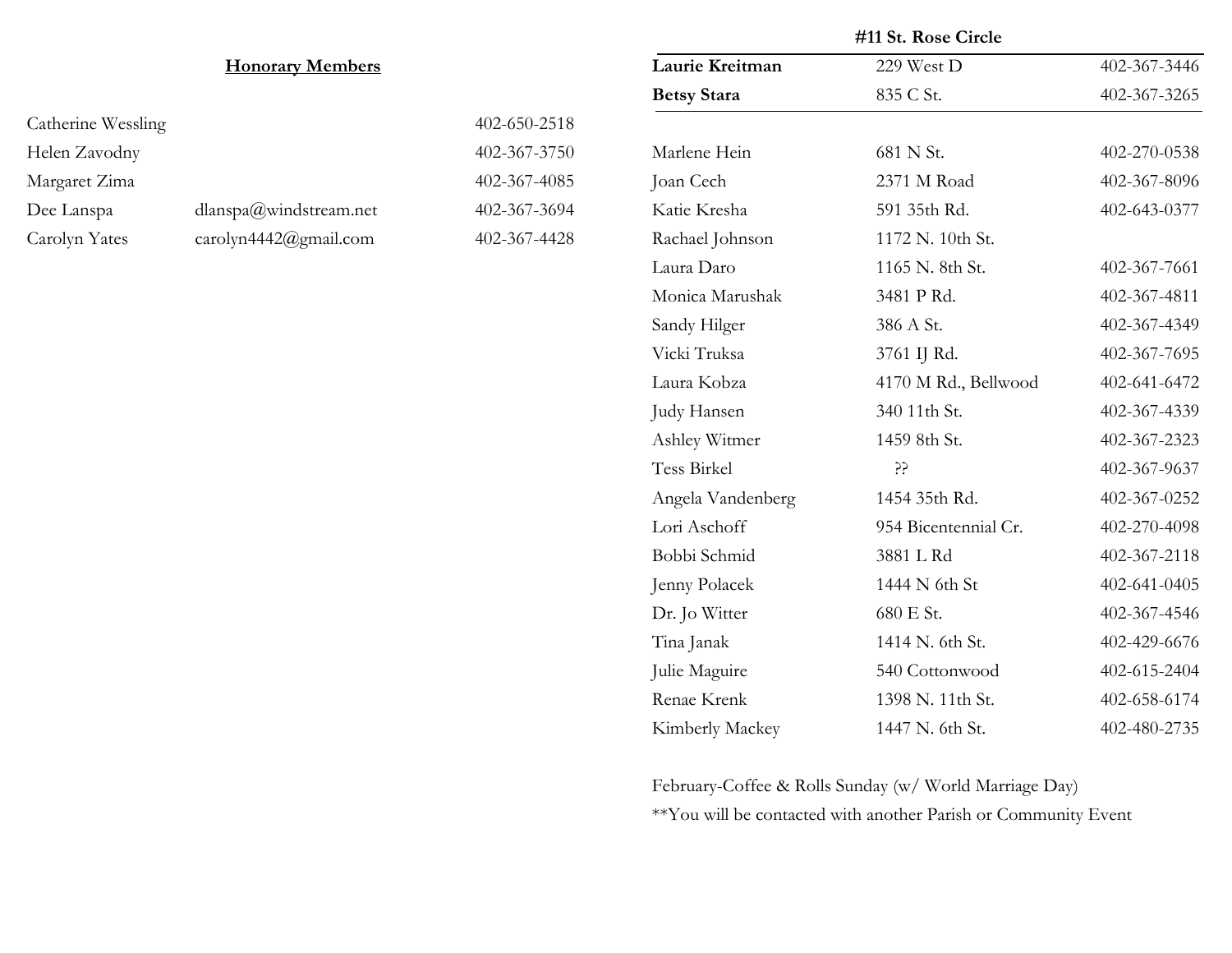## Honorary Members

| | | |
|---|---|---|
| Catherine Wessling | | 402-650-2518 |
| Helen Zavodny | | 402-367-3750 |
| Margaret Zima | | 402-367-4085 |
| Dee Lanspa | dlanspa@windstream.net | 402-367-3694 |
| Carolyn Yates | carolyn4442@gmail.com | 402-367-4428 |

## #11 St. Rose Circle

| | | |
|---|---|---|
| **Laurie Kreitman** | 229 West D | 402-367-3446 |
| **Betsy Stara** | 835 C St. | 402-367-3265 |

| | | |
|---|---|---|
| Marlene Hein | 681 N St. | 402-270-0538 |
| Joan Cech | 2371 M Road | 402-367-8096 |
| Katie Kresha | 591 35th Rd. | 402-643-0377 |
| Rachael Johnson | 1172 N. 10th St. | |
| Laura Daro | 1165 N. 8th St. | 402-367-7661 |
| Monica Marushak | 3481 P Rd. | 402-367-4811 |
| Sandy Hilger | 386 A St. | 402-367-4349 |
| Vicki Truksa | 3761 IJ Rd. | 402-367-7695 |
| Laura Kobza | 4170 M Rd., Bellwood | 402-641-6472 |
| Judy Hansen | 340 11th St. | 402-367-4339 |
| Ashley Witmer | 1459 8th St. | 402-367-2323 |
| Tess Birkel | ?? | 402-367-9637 |
| Angela Vandenberg | 1454 35th Rd. | 402-367-0252 |
| Lori Aschoff | 954 Bicentennial Cr. | 402-270-4098 |
| Bobbi Schmid | 3881 L Rd | 402-367-2118 |
| Jenny Polacek | 1444 N 6th St | 402-641-0405 |
| Dr. Jo Witter | 680 E St. | 402-367-4546 |
| Tina Janak | 1414 N. 6th St. | 402-429-6676 |
| Julie Maguire | 540 Cottonwood | 402-615-2404 |
| Renae Krenk | 1398 N. 11th St. | 402-658-6174 |
| Kimberly Mackey | 1447 N. 6th St. | 402-480-2735 |

February-Coffee & Rolls Sunday (w/ World Marriage Day)

**You will be contacted with another Parish or Community Event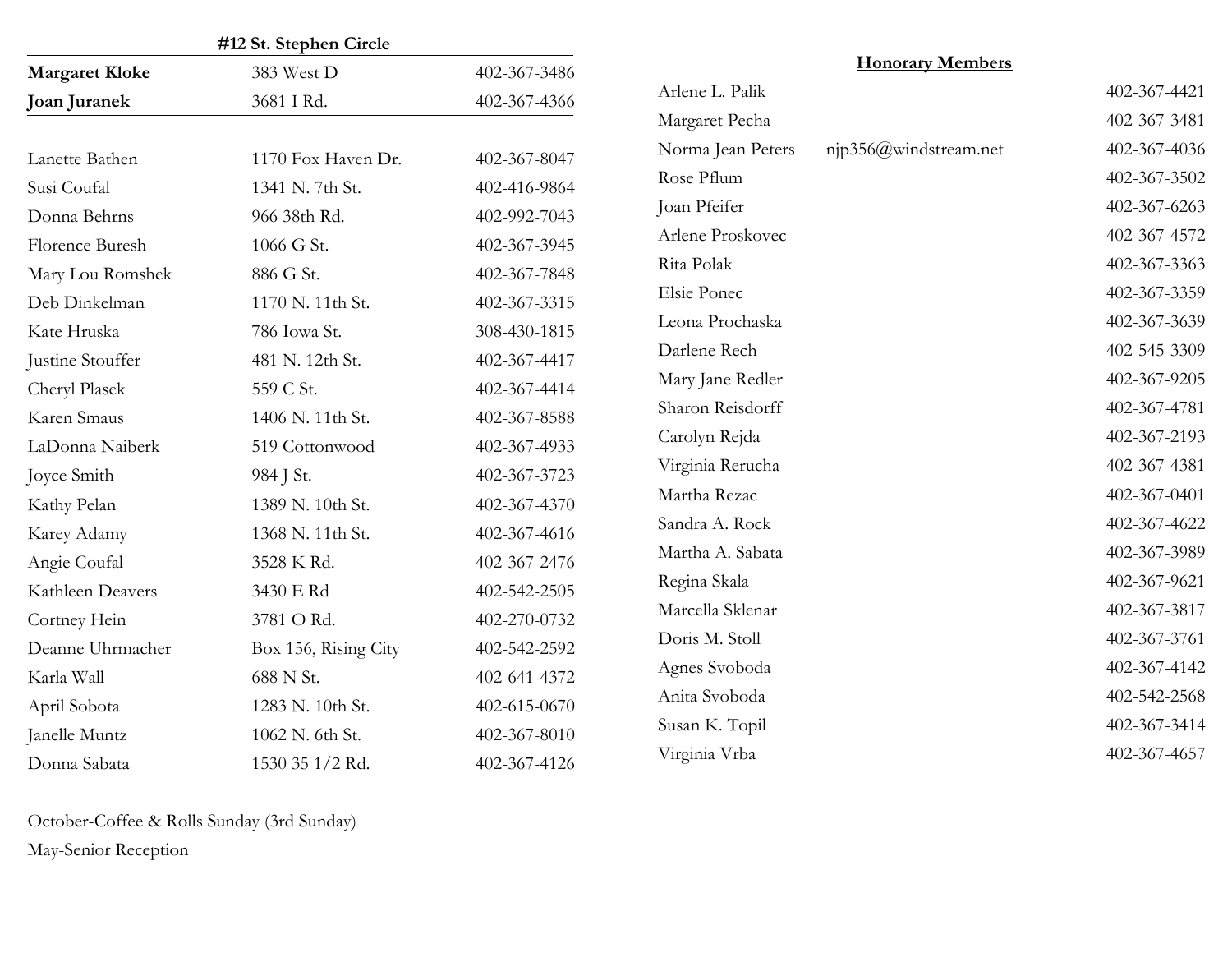### #12 St. Stephen Circle

| | | |
|---|---|---|
| **Margaret Kloke** | 383 West D | 402-367-3486 |
| **Joan Juranek** | 3681 I Rd. | 402-367-4366 |

| | | |
|---|---|---|
| Lanette Bathen | 1170 Fox Haven Dr. | 402-367-8047 |
| Susi Coufal | 1341 N. 7th St. | 402-416-9864 |
| Donna Behrns | 966 38th Rd. | 402-992-7043 |
| Florence Buresh | 1066 G St. | 402-367-3945 |
| Mary Lou Romshek | 886 G St. | 402-367-7848 |
| Deb Dinkelman | 1170 N. 11th St. | 402-367-3315 |
| Kate Hruska | 786 Iowa St. | 308-430-1815 |
| Justine Stouffer | 481 N. 12th St. | 402-367-4417 |
| Cheryl Plasek | 559 C St. | 402-367-4414 |
| Karen Smaus | 1406 N. 11th St. | 402-367-8588 |
| LaDonna Naiberk | 519 Cottonwood | 402-367-4933 |
| Joyce Smith | 984 J St. | 402-367-3723 |
| Kathy Pelan | 1389 N. 10th St. | 402-367-4370 |
| Karey Adamy | 1368 N. 11th St. | 402-367-4616 |
| Angie Coufal | 3528 K Rd. | 402-367-2476 |
| Kathleen Deavers | 3430 E Rd | 402-542-2505 |
| Cortney Hein | 3781 O Rd. | 402-270-0732 |
| Deanne Uhrmacher | Box 156, Rising City | 402-542-2592 |
| Karla Wall | 688 N St. | 402-641-4372 |
| April Sobota | 1283 N. 10th St. | 402-615-0670 |
| Janelle Muntz | 1062 N. 6th St. | 402-367-8010 |
| Donna Sabata | 1530 35 1/2 Rd. | 402-367-4126 |

October-Coffee & Rolls Sunday (3rd Sunday)

May-Senior Reception

### Honorary Members

| | | |
|---|---|---|
| Arlene L. Palik | | 402-367-4421 |
| Margaret Pecha | | 402-367-3481 |
| Norma Jean Peters | njp356@windstream.net | 402-367-4036 |
| Rose Pflum | | 402-367-3502 |
| Joan Pfeifer | | 402-367-6263 |
| Arlene Proskovec | | 402-367-4572 |
| Rita Polak | | 402-367-3363 |
| Elsie Ponec | | 402-367-3359 |
| Leona Prochaska | | 402-367-3639 |
| Darlene Rech | | 402-545-3309 |
| Mary Jane Redler | | 402-367-9205 |
| Sharon Reisdorff | | 402-367-4781 |
| Carolyn Rejda | | 402-367-2193 |
| Virginia Rerucha | | 402-367-4381 |
| Martha Rezac | | 402-367-0401 |
| Sandra A. Rock | | 402-367-4622 |
| Martha A. Sabata | | 402-367-3989 |
| Regina Skala | | 402-367-9621 |
| Marcella Sklenar | | 402-367-3817 |
| Doris M. Stoll | | 402-367-3761 |
| Agnes Svoboda | | 402-367-4142 |
| Anita Svoboda | | 402-542-2568 |
| Susan K. Topil | | 402-367-3414 |
| Virginia Vrba | | 402-367-4657 |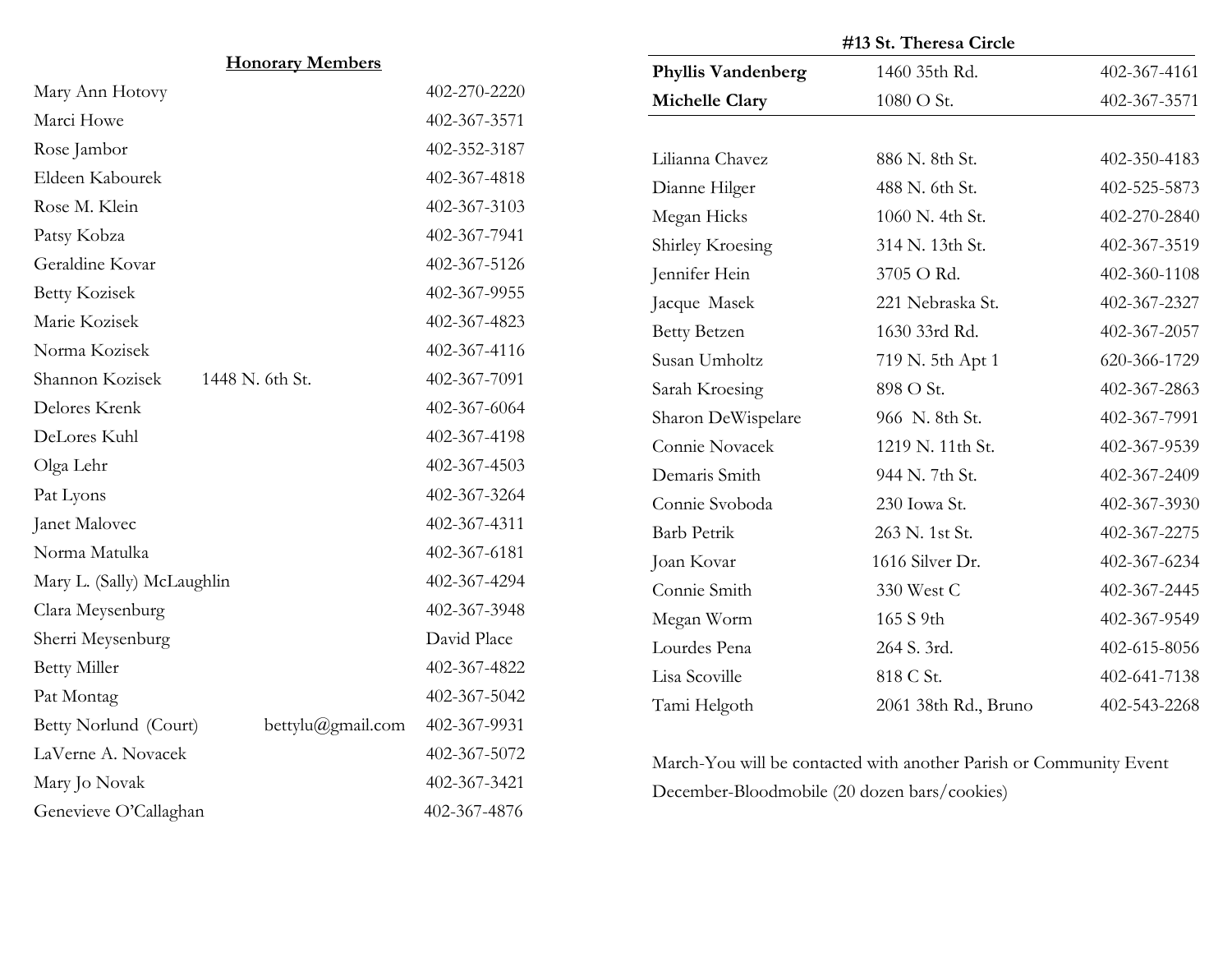## Honorary Members

| Name | | Phone |
|---|---|---|
| Mary Ann Hotovy | | 402-270-2220 |
| Marci Howe | | 402-367-3571 |
| Rose Jambor | | 402-352-3187 |
| Eldeen Kabourek | | 402-367-4818 |
| Rose M. Klein | | 402-367-3103 |
| Patsy Kobza | | 402-367-7941 |
| Geraldine Kovar | | 402-367-5126 |
| Betty Kozisek | | 402-367-9955 |
| Marie Kozisek | | 402-367-4823 |
| Norma Kozisek | | 402-367-4116 |
| Shannon Kozisek | 1448 N. 6th St. | 402-367-7091 |
| Delores Krenk | | 402-367-6064 |
| DeLores Kuhl | | 402-367-4198 |
| Olga Lehr | | 402-367-4503 |
| Pat Lyons | | 402-367-3264 |
| Janet Malovec | | 402-367-4311 |
| Norma Matulka | | 402-367-6181 |
| Mary L. (Sally) McLaughlin | | 402-367-4294 |
| Clara Meysenburg | | 402-367-3948 |
| Sherri Meysenburg | | David Place |
| Betty Miller | | 402-367-4822 |
| Pat Montag | | 402-367-5042 |
| Betty Norlund (Court) | bettylu@gmail.com | 402-367-9931 |
| LaVerne A. Novacek | | 402-367-5072 |
| Mary Jo Novak | | 402-367-3421 |
| Genevieve O'Callaghan | | 402-367-4876 |

## #13 St. Theresa Circle

| Name | Address | Phone |
|---|---|---|
| **Phyllis Vandenberg** | 1460 35th Rd. | 402-367-4161 |
| **Michelle Clary** | 1080 O St. | 402-367-3571 |
| Lilianna Chavez | 886 N. 8th St. | 402-350-4183 |
| Dianne Hilger | 488 N. 6th St. | 402-525-5873 |
| Megan Hicks | 1060 N. 4th St. | 402-270-2840 |
| Shirley Kroesing | 314 N. 13th St. | 402-367-3519 |
| Jennifer Hein | 3705 O Rd. | 402-360-1108 |
| Jacque Masek | 221 Nebraska St. | 402-367-2327 |
| Betty Betzen | 1630 33rd Rd. | 402-367-2057 |
| Susan Umholtz | 719 N. 5th Apt 1 | 620-366-1729 |
| Sarah Kroesing | 898 O St. | 402-367-2863 |
| Sharon DeWispelare | 966 N. 8th St. | 402-367-7991 |
| Connie Novacek | 1219 N. 11th St. | 402-367-9539 |
| Demaris Smith | 944 N. 7th St. | 402-367-2409 |
| Connie Svoboda | 230 Iowa St. | 402-367-3930 |
| Barb Petrik | 263 N. 1st St. | 402-367-2275 |
| Joan Kovar | 1616 Silver Dr. | 402-367-6234 |
| Connie Smith | 330 West C | 402-367-2445 |
| Megan Worm | 165 S 9th | 402-367-9549 |
| Lourdes Pena | 264 S. 3rd. | 402-615-8056 |
| Lisa Scoville | 818 C St. | 402-641-7138 |
| Tami Helgoth | 2061 38th Rd., Bruno | 402-543-2268 |

March-You will be contacted with another Parish or Community Event

December-Bloodmobile (20 dozen bars/cookies)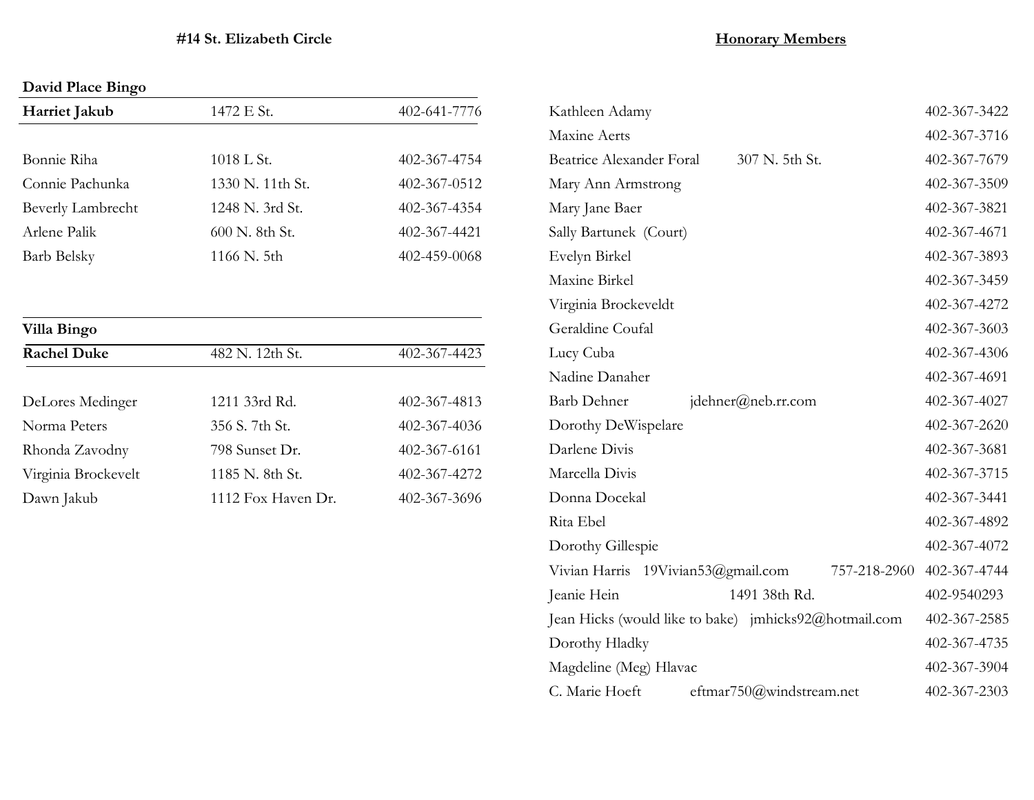## #14 St. Elizabeth Circle

**David Place Bingo**

| | | |
|---|---|---|
| **Harriet Jakub** | 1472 E St. | 402-641-7776 |
| Bonnie Riha | 1018 L St. | 402-367-4754 |
| Connie Pachunka | 1330 N. 11th St. | 402-367-0512 |
| Beverly Lambrecht | 1248 N. 3rd St. | 402-367-4354 |
| Arlene Palik | 600 N. 8th St. | 402-367-4421 |
| Barb Belsky | 1166 N. 5th | 402-459-0068 |

**Villa Bingo**

| | | |
|---|---|---|
| **Rachel Duke** | 482 N. 12th St. | 402-367-4423 |
| DeLores Medinger | 1211 33rd Rd. | 402-367-4813 |
| Norma Peters | 356 S. 7th St. | 402-367-4036 |
| Rhonda Zavodny | 798 Sunset Dr. | 402-367-6161 |
| Virginia Brockevelt | 1185 N. 8th St. | 402-367-4272 |
| Dawn Jakub | 1112 Fox Haven Dr. | 402-367-3696 |

## Honorary Members

| | | |
|---|---|---|
| Kathleen Adamy | | 402-367-3422 |
| Maxine Aerts | | 402-367-3716 |
| Beatrice Alexander Foral | 307 N. 5th St. | 402-367-7679 |
| Mary Ann Armstrong | | 402-367-3509 |
| Mary Jane Baer | | 402-367-3821 |
| Sally Bartunek (Court) | | 402-367-4671 |
| Evelyn Birkel | | 402-367-3893 |
| Maxine Birkel | | 402-367-3459 |
| Virginia Brockeveldt | | 402-367-4272 |
| Geraldine Coufal | | 402-367-3603 |
| Lucy Cuba | | 402-367-4306 |
| Nadine Danaher | | 402-367-4691 |
| Barb Dehner | jdehner@neb.rr.com | 402-367-4027 |
| Dorothy DeWispelare | | 402-367-2620 |
| Darlene Divis | | 402-367-3681 |
| Marcella Divis | | 402-367-3715 |
| Donna Docekal | | 402-367-3441 |
| Rita Ebel | | 402-367-4892 |
| Dorothy Gillespie | | 402-367-4072 |
| Vivian Harris | 19Vivian53@gmail.com 757-218-2960 | 402-367-4744 |
| Jeanie Hein | 1491 38th Rd. | 402-9540293 |
| Jean Hicks (would like to bake) | jmhicks92@hotmail.com | 402-367-2585 |
| Dorothy Hladky | | 402-367-4735 |
| Magdeline (Meg) Hlavac | | 402-367-3904 |
| C. Marie Hoeft | eftmar750@windstream.net | 402-367-2303 |